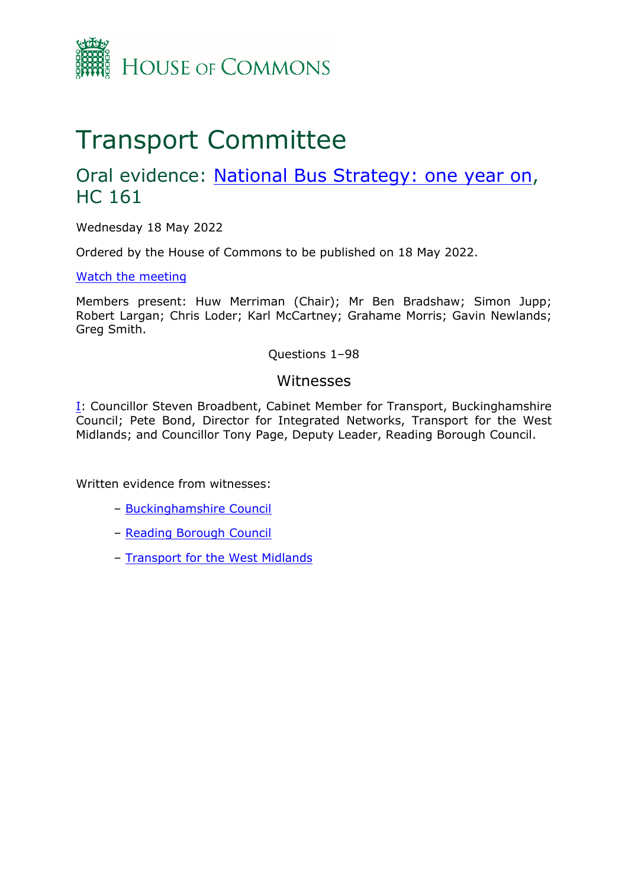House of Commons

# Transport Committee

## Oral evidence: National Bus Strategy: one year on, HC 161

Wednesday 18 May 2022

Ordered by the House of Commons to be published on 18 May 2022.

Watch the meeting

Members present: Huw Merriman (Chair); Mr Ben Bradshaw; Simon Jupp; Robert Largan; Chris Loder; Karl McCartney; Grahame Morris; Gavin Newlands; Greg Smith.

Questions 1–98

### Witnesses

I: Councillor Steven Broadbent, Cabinet Member for Transport, Buckinghamshire Council; Pete Bond, Director for Integrated Networks, Transport for the West Midlands; and Councillor Tony Page, Deputy Leader, Reading Borough Council.

Written evidence from witnesses:

- Buckinghamshire Council
- Reading Borough Council
- Transport for the West Midlands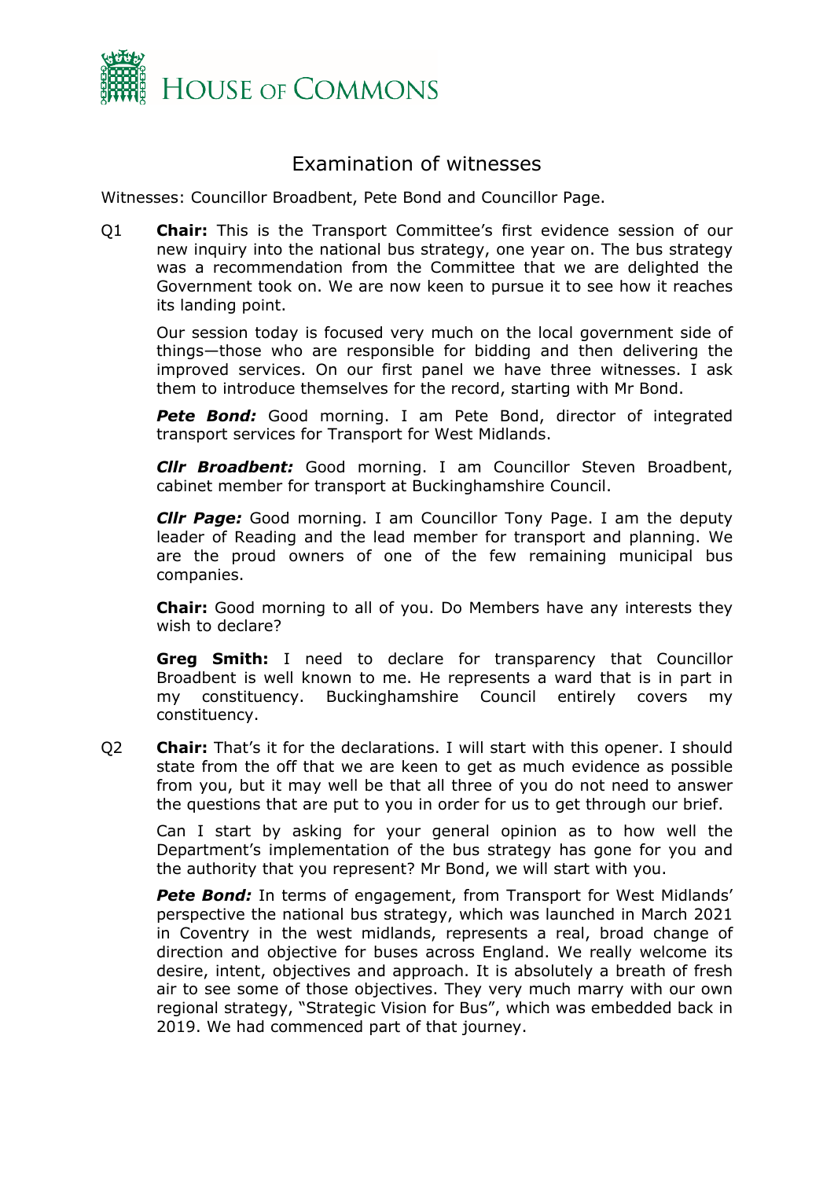# Examination of witnesses

Witnesses: Councillor Broadbent, Pete Bond and Councillor Page.

Q1 **Chair:** This is the Transport Committee's first evidence session of our new inquiry into the national bus strategy, one year on. The bus strategy was a recommendation from the Committee that we are delighted the Government took on. We are now keen to pursue it to see how it reaches its landing point.

Our session today is focused very much on the local government side of things—those who are responsible for bidding and then delivering the improved services. On our first panel we have three witnesses. I ask them to introduce themselves for the record, starting with Mr Bond.

***Pete Bond:*** Good morning. I am Pete Bond, director of integrated transport services for Transport for West Midlands.

***Cllr Broadbent:*** Good morning. I am Councillor Steven Broadbent, cabinet member for transport at Buckinghamshire Council.

***Cllr Page:*** Good morning. I am Councillor Tony Page. I am the deputy leader of Reading and the lead member for transport and planning. We are the proud owners of one of the few remaining municipal bus companies.

**Chair:** Good morning to all of you. Do Members have any interests they wish to declare?

**Greg Smith:** I need to declare for transparency that Councillor Broadbent is well known to me. He represents a ward that is in part in my constituency. Buckinghamshire Council entirely covers my constituency.

Q2 **Chair:** That's it for the declarations. I will start with this opener. I should state from the off that we are keen to get as much evidence as possible from you, but it may well be that all three of you do not need to answer the questions that are put to you in order for us to get through our brief.

Can I start by asking for your general opinion as to how well the Department's implementation of the bus strategy has gone for you and the authority that you represent? Mr Bond, we will start with you.

***Pete Bond:*** In terms of engagement, from Transport for West Midlands' perspective the national bus strategy, which was launched in March 2021 in Coventry in the west midlands, represents a real, broad change of direction and objective for buses across England. We really welcome its desire, intent, objectives and approach. It is absolutely a breath of fresh air to see some of those objectives. They very much marry with our own regional strategy, "Strategic Vision for Bus", which was embedded back in 2019. We had commenced part of that journey.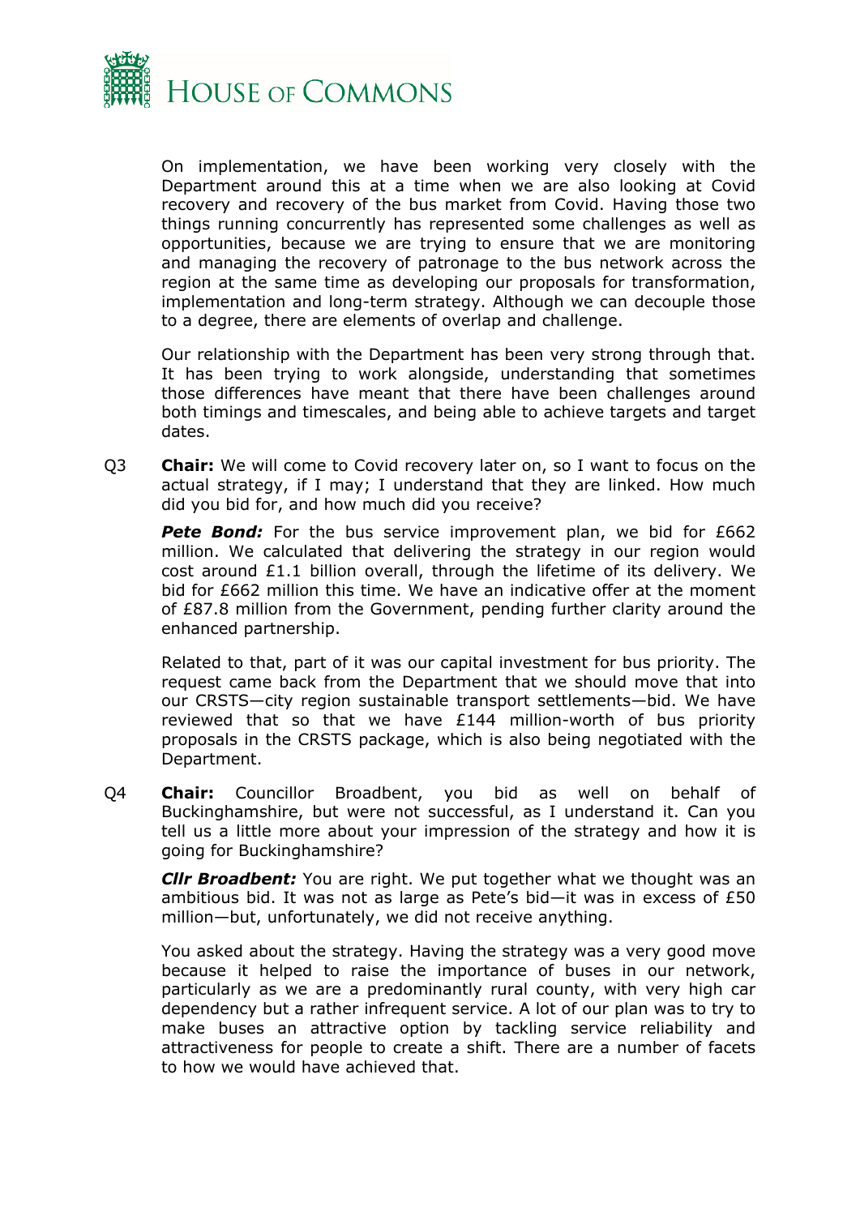On implementation, we have been working very closely with the Department around this at a time when we are also looking at Covid recovery and recovery of the bus market from Covid. Having those two things running concurrently has represented some challenges as well as opportunities, because we are trying to ensure that we are monitoring and managing the recovery of patronage to the bus network across the region at the same time as developing our proposals for transformation, implementation and long-term strategy. Although we can decouple those to a degree, there are elements of overlap and challenge.

Our relationship with the Department has been very strong through that. It has been trying to work alongside, understanding that sometimes those differences have meant that there have been challenges around both timings and timescales, and being able to achieve targets and target dates.

Q3 **Chair:** We will come to Covid recovery later on, so I want to focus on the actual strategy, if I may; I understand that they are linked. How much did you bid for, and how much did you receive?

***Pete Bond:*** For the bus service improvement plan, we bid for £662 million. We calculated that delivering the strategy in our region would cost around £1.1 billion overall, through the lifetime of its delivery. We bid for £662 million this time. We have an indicative offer at the moment of £87.8 million from the Government, pending further clarity around the enhanced partnership.

Related to that, part of it was our capital investment for bus priority. The request came back from the Department that we should move that into our CRSTS—city region sustainable transport settlements—bid. We have reviewed that so that we have £144 million-worth of bus priority proposals in the CRSTS package, which is also being negotiated with the Department.

Q4 **Chair:** Councillor Broadbent, you bid as well on behalf of Buckinghamshire, but were not successful, as I understand it. Can you tell us a little more about your impression of the strategy and how it is going for Buckinghamshire?

***Cllr Broadbent:*** You are right. We put together what we thought was an ambitious bid. It was not as large as Pete's bid—it was in excess of £50 million—but, unfortunately, we did not receive anything.

You asked about the strategy. Having the strategy was a very good move because it helped to raise the importance of buses in our network, particularly as we are a predominantly rural county, with very high car dependency but a rather infrequent service. A lot of our plan was to try to make buses an attractive option by tackling service reliability and attractiveness for people to create a shift. There are a number of facets to how we would have achieved that.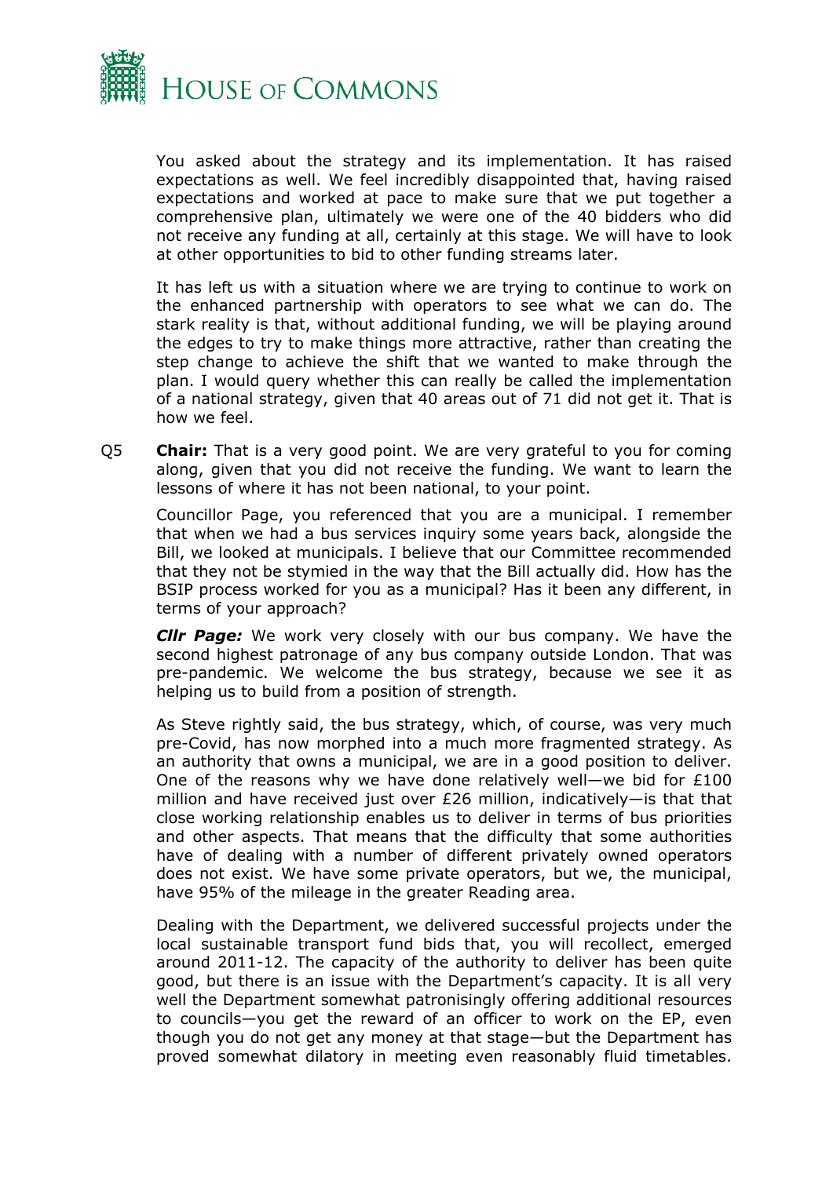You asked about the strategy and its implementation. It has raised expectations as well. We feel incredibly disappointed that, having raised expectations and worked at pace to make sure that we put together a comprehensive plan, ultimately we were one of the 40 bidders who did not receive any funding at all, certainly at this stage. We will have to look at other opportunities to bid to other funding streams later.

It has left us with a situation where we are trying to continue to work on the enhanced partnership with operators to see what we can do. The stark reality is that, without additional funding, we will be playing around the edges to try to make things more attractive, rather than creating the step change to achieve the shift that we wanted to make through the plan. I would query whether this can really be called the implementation of a national strategy, given that 40 areas out of 71 did not get it. That is how we feel.

Q5 **Chair:** That is a very good point. We are very grateful to you for coming along, given that you did not receive the funding. We want to learn the lessons of where it has not been national, to your point.

Councillor Page, you referenced that you are a municipal. I remember that when we had a bus services inquiry some years back, alongside the Bill, we looked at municipals. I believe that our Committee recommended that they not be stymied in the way that the Bill actually did. How has the BSIP process worked for you as a municipal? Has it been any different, in terms of your approach?

***Cllr Page:*** We work very closely with our bus company. We have the second highest patronage of any bus company outside London. That was pre-pandemic. We welcome the bus strategy, because we see it as helping us to build from a position of strength.

As Steve rightly said, the bus strategy, which, of course, was very much pre-Covid, has now morphed into a much more fragmented strategy. As an authority that owns a municipal, we are in a good position to deliver. One of the reasons why we have done relatively well—we bid for £100 million and have received just over £26 million, indicatively—is that that close working relationship enables us to deliver in terms of bus priorities and other aspects. That means that the difficulty that some authorities have of dealing with a number of different privately owned operators does not exist. We have some private operators, but we, the municipal, have 95% of the mileage in the greater Reading area.

Dealing with the Department, we delivered successful projects under the local sustainable transport fund bids that, you will recollect, emerged around 2011-12. The capacity of the authority to deliver has been quite good, but there is an issue with the Department's capacity. It is all very well the Department somewhat patronisingly offering additional resources to councils—you get the reward of an officer to work on the EP, even though you do not get any money at that stage—but the Department has proved somewhat dilatory in meeting even reasonably fluid timetables.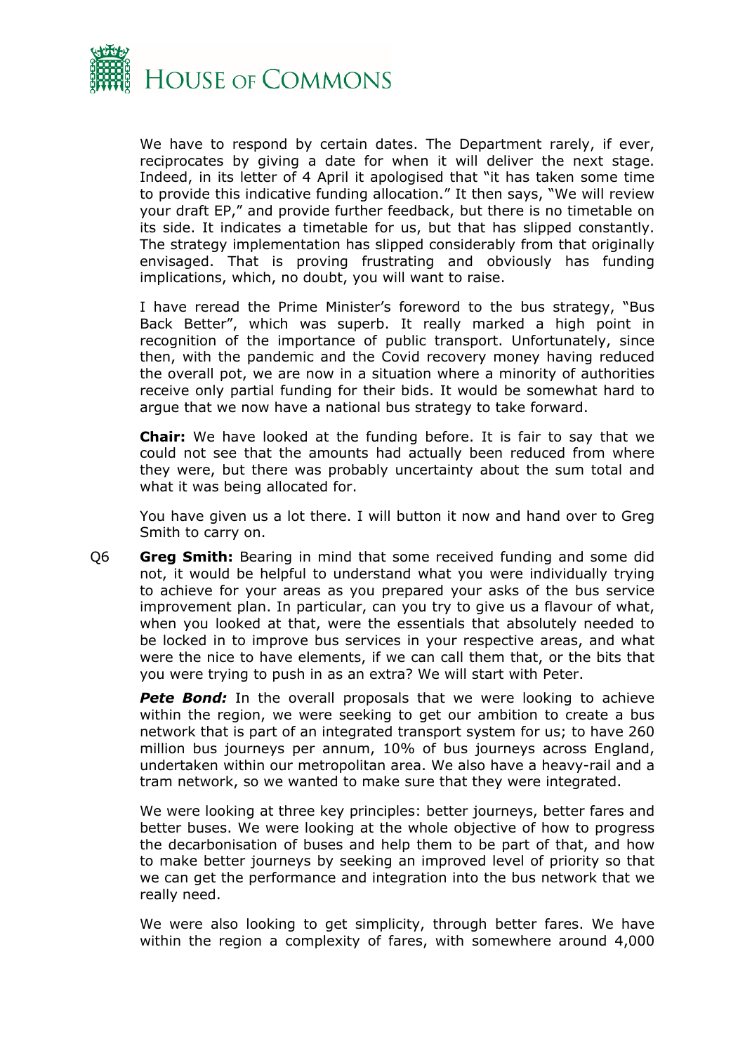We have to respond by certain dates. The Department rarely, if ever, reciprocates by giving a date for when it will deliver the next stage. Indeed, in its letter of 4 April it apologised that "it has taken some time to provide this indicative funding allocation." It then says, "We will review your draft EP," and provide further feedback, but there is no timetable on its side. It indicates a timetable for us, but that has slipped constantly. The strategy implementation has slipped considerably from that originally envisaged. That is proving frustrating and obviously has funding implications, which, no doubt, you will want to raise.

I have reread the Prime Minister's foreword to the bus strategy, "Bus Back Better", which was superb. It really marked a high point in recognition of the importance of public transport. Unfortunately, since then, with the pandemic and the Covid recovery money having reduced the overall pot, we are now in a situation where a minority of authorities receive only partial funding for their bids. It would be somewhat hard to argue that we now have a national bus strategy to take forward.

**Chair:** We have looked at the funding before. It is fair to say that we could not see that the amounts had actually been reduced from where they were, but there was probably uncertainty about the sum total and what it was being allocated for.

You have given us a lot there. I will button it now and hand over to Greg Smith to carry on.

Q6 **Greg Smith:** Bearing in mind that some received funding and some did not, it would be helpful to understand what you were individually trying to achieve for your areas as you prepared your asks of the bus service improvement plan. In particular, can you try to give us a flavour of what, when you looked at that, were the essentials that absolutely needed to be locked in to improve bus services in your respective areas, and what were the nice to have elements, if we can call them that, or the bits that you were trying to push in as an extra? We will start with Peter.

***Pete Bond:*** In the overall proposals that we were looking to achieve within the region, we were seeking to get our ambition to create a bus network that is part of an integrated transport system for us; to have 260 million bus journeys per annum, 10% of bus journeys across England, undertaken within our metropolitan area. We also have a heavy-rail and a tram network, so we wanted to make sure that they were integrated.

We were looking at three key principles: better journeys, better fares and better buses. We were looking at the whole objective of how to progress the decarbonisation of buses and help them to be part of that, and how to make better journeys by seeking an improved level of priority so that we can get the performance and integration into the bus network that we really need.

We were also looking to get simplicity, through better fares. We have within the region a complexity of fares, with somewhere around 4,000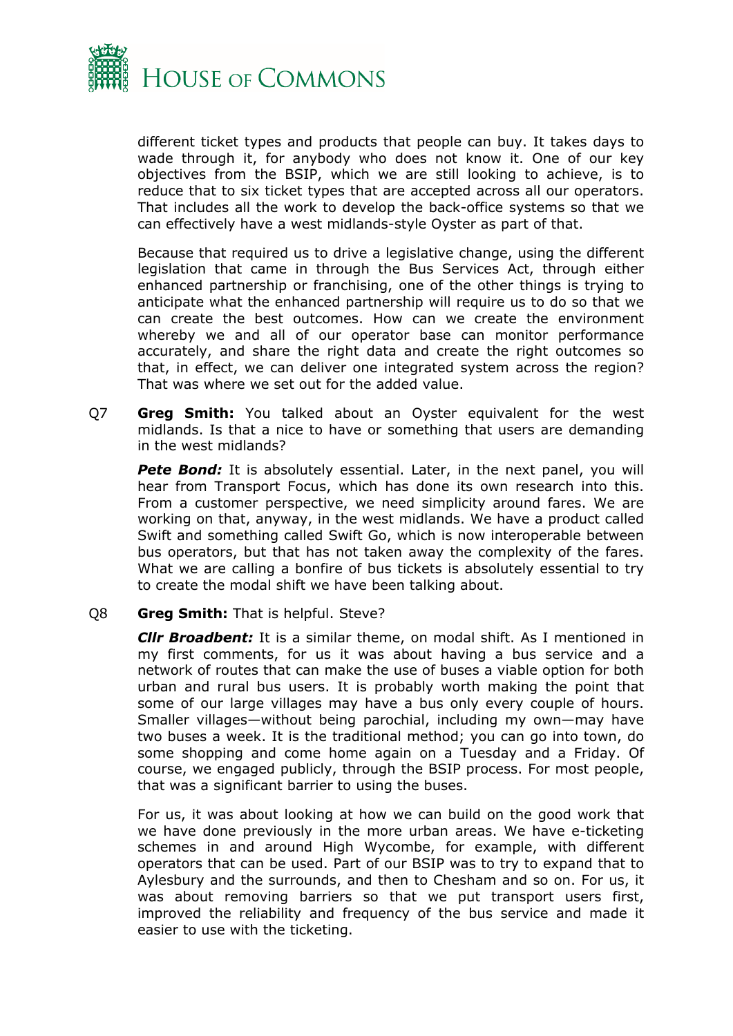different ticket types and products that people can buy. It takes days to wade through it, for anybody who does not know it. One of our key objectives from the BSIP, which we are still looking to achieve, is to reduce that to six ticket types that are accepted across all our operators. That includes all the work to develop the back-office systems so that we can effectively have a west midlands-style Oyster as part of that.

Because that required us to drive a legislative change, using the different legislation that came in through the Bus Services Act, through either enhanced partnership or franchising, one of the other things is trying to anticipate what the enhanced partnership will require us to do so that we can create the best outcomes. How can we create the environment whereby we and all of our operator base can monitor performance accurately, and share the right data and create the right outcomes so that, in effect, we can deliver one integrated system across the region? That was where we set out for the added value.

Q7 **Greg Smith:** You talked about an Oyster equivalent for the west midlands. Is that a nice to have or something that users are demanding in the west midlands?

***Pete Bond:*** It is absolutely essential. Later, in the next panel, you will hear from Transport Focus, which has done its own research into this. From a customer perspective, we need simplicity around fares. We are working on that, anyway, in the west midlands. We have a product called Swift and something called Swift Go, which is now interoperable between bus operators, but that has not taken away the complexity of the fares. What we are calling a bonfire of bus tickets is absolutely essential to try to create the modal shift we have been talking about.

Q8 **Greg Smith:** That is helpful. Steve?

***Cllr Broadbent:*** It is a similar theme, on modal shift. As I mentioned in my first comments, for us it was about having a bus service and a network of routes that can make the use of buses a viable option for both urban and rural bus users. It is probably worth making the point that some of our large villages may have a bus only every couple of hours. Smaller villages—without being parochial, including my own—may have two buses a week. It is the traditional method; you can go into town, do some shopping and come home again on a Tuesday and a Friday. Of course, we engaged publicly, through the BSIP process. For most people, that was a significant barrier to using the buses.

For us, it was about looking at how we can build on the good work that we have done previously in the more urban areas. We have e-ticketing schemes in and around High Wycombe, for example, with different operators that can be used. Part of our BSIP was to try to expand that to Aylesbury and the surrounds, and then to Chesham and so on. For us, it was about removing barriers so that we put transport users first, improved the reliability and frequency of the bus service and made it easier to use with the ticketing.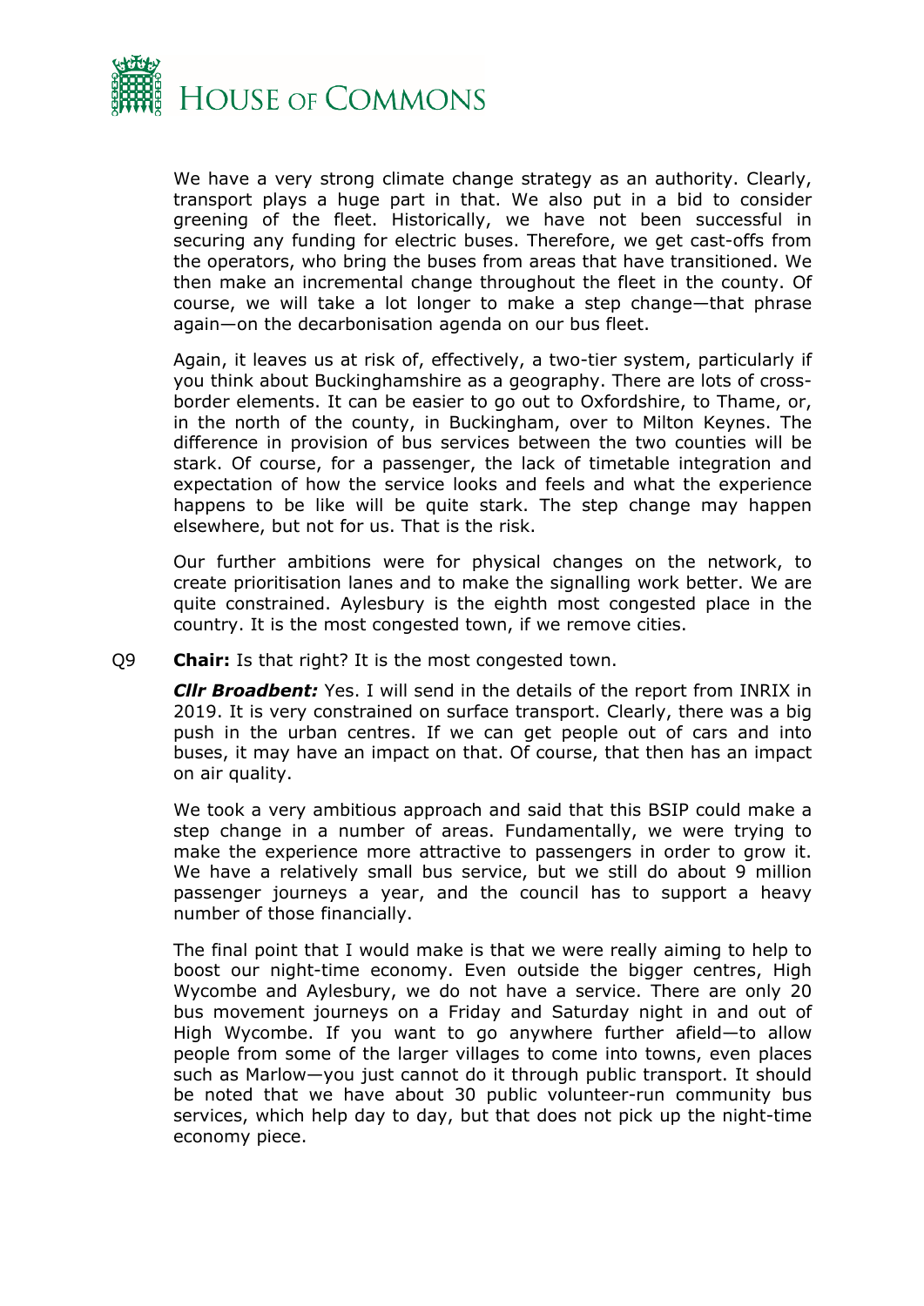We have a very strong climate change strategy as an authority. Clearly, transport plays a huge part in that. We also put in a bid to consider greening of the fleet. Historically, we have not been successful in securing any funding for electric buses. Therefore, we get cast-offs from the operators, who bring the buses from areas that have transitioned. We then make an incremental change throughout the fleet in the county. Of course, we will take a lot longer to make a step change—that phrase again—on the decarbonisation agenda on our bus fleet.

Again, it leaves us at risk of, effectively, a two-tier system, particularly if you think about Buckinghamshire as a geography. There are lots of cross-border elements. It can be easier to go out to Oxfordshire, to Thame, or, in the north of the county, in Buckingham, over to Milton Keynes. The difference in provision of bus services between the two counties will be stark. Of course, for a passenger, the lack of timetable integration and expectation of how the service looks and feels and what the experience happens to be like will be quite stark. The step change may happen elsewhere, but not for us. That is the risk.

Our further ambitions were for physical changes on the network, to create prioritisation lanes and to make the signalling work better. We are quite constrained. Aylesbury is the eighth most congested place in the country. It is the most congested town, if we remove cities.

Q9 **Chair:** Is that right? It is the most congested town.

***Cllr Broadbent:*** Yes. I will send in the details of the report from INRIX in 2019. It is very constrained on surface transport. Clearly, there was a big push in the urban centres. If we can get people out of cars and into buses, it may have an impact on that. Of course, that then has an impact on air quality.

We took a very ambitious approach and said that this BSIP could make a step change in a number of areas. Fundamentally, we were trying to make the experience more attractive to passengers in order to grow it. We have a relatively small bus service, but we still do about 9 million passenger journeys a year, and the council has to support a heavy number of those financially.

The final point that I would make is that we were really aiming to help to boost our night-time economy. Even outside the bigger centres, High Wycombe and Aylesbury, we do not have a service. There are only 20 bus movement journeys on a Friday and Saturday night in and out of High Wycombe. If you want to go anywhere further afield—to allow people from some of the larger villages to come into towns, even places such as Marlow—you just cannot do it through public transport. It should be noted that we have about 30 public volunteer-run community bus services, which help day to day, but that does not pick up the night-time economy piece.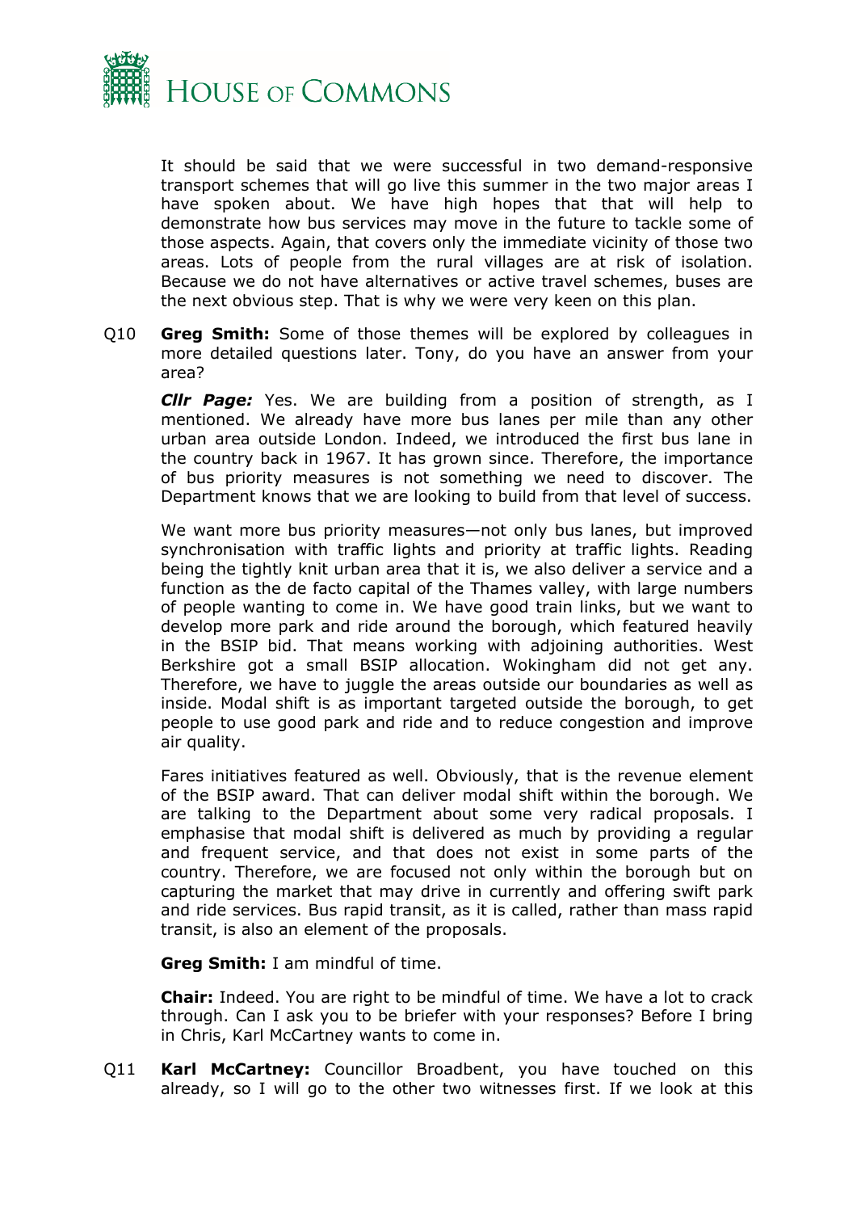It should be said that we were successful in two demand-responsive transport schemes that will go live this summer in the two major areas I have spoken about. We have high hopes that that will help to demonstrate how bus services may move in the future to tackle some of those aspects. Again, that covers only the immediate vicinity of those two areas. Lots of people from the rural villages are at risk of isolation. Because we do not have alternatives or active travel schemes, buses are the next obvious step. That is why we were very keen on this plan.

Q10 **Greg Smith:** Some of those themes will be explored by colleagues in more detailed questions later. Tony, do you have an answer from your area?

***Cllr Page:*** Yes. We are building from a position of strength, as I mentioned. We already have more bus lanes per mile than any other urban area outside London. Indeed, we introduced the first bus lane in the country back in 1967. It has grown since. Therefore, the importance of bus priority measures is not something we need to discover. The Department knows that we are looking to build from that level of success.

We want more bus priority measures—not only bus lanes, but improved synchronisation with traffic lights and priority at traffic lights. Reading being the tightly knit urban area that it is, we also deliver a service and a function as the de facto capital of the Thames valley, with large numbers of people wanting to come in. We have good train links, but we want to develop more park and ride around the borough, which featured heavily in the BSIP bid. That means working with adjoining authorities. West Berkshire got a small BSIP allocation. Wokingham did not get any. Therefore, we have to juggle the areas outside our boundaries as well as inside. Modal shift is as important targeted outside the borough, to get people to use good park and ride and to reduce congestion and improve air quality.

Fares initiatives featured as well. Obviously, that is the revenue element of the BSIP award. That can deliver modal shift within the borough. We are talking to the Department about some very radical proposals. I emphasise that modal shift is delivered as much by providing a regular and frequent service, and that does not exist in some parts of the country. Therefore, we are focused not only within the borough but on capturing the market that may drive in currently and offering swift park and ride services. Bus rapid transit, as it is called, rather than mass rapid transit, is also an element of the proposals.

**Greg Smith:** I am mindful of time.

**Chair:** Indeed. You are right to be mindful of time. We have a lot to crack through. Can I ask you to be briefer with your responses? Before I bring in Chris, Karl McCartney wants to come in.

Q11 **Karl McCartney:** Councillor Broadbent, you have touched on this already, so I will go to the other two witnesses first. If we look at this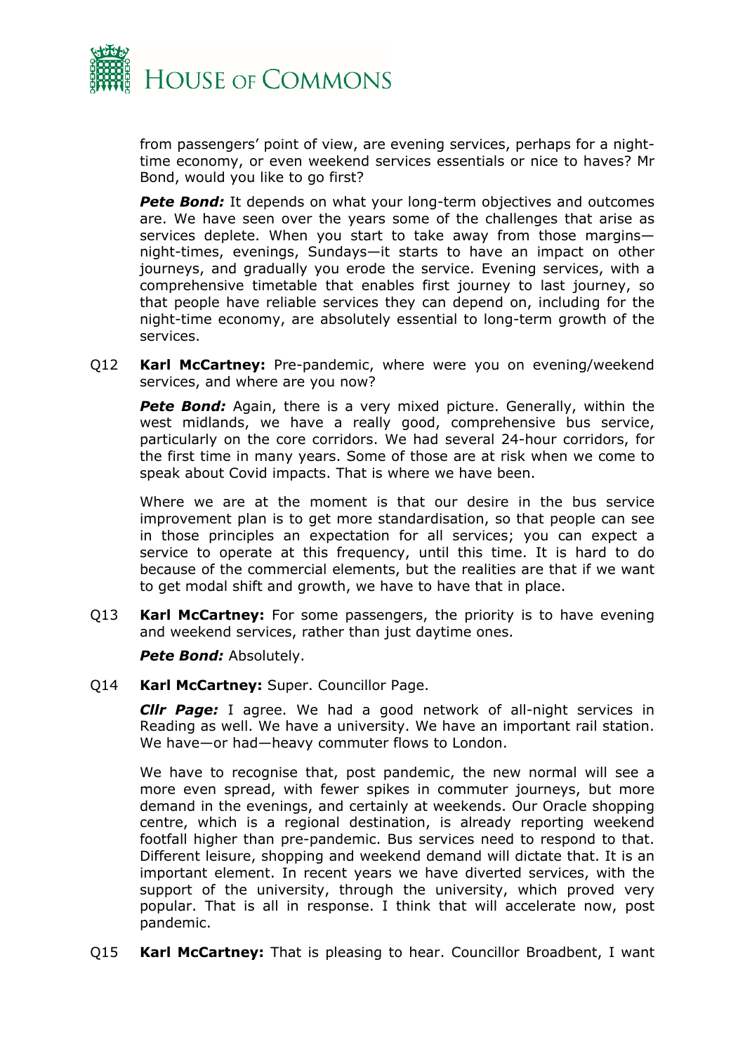from passengers' point of view, are evening services, perhaps for a night-time economy, or even weekend services essentials or nice to haves? Mr Bond, would you like to go first?

***Pete Bond:*** It depends on what your long-term objectives and outcomes are. We have seen over the years some of the challenges that arise as services deplete. When you start to take away from those margins—night-times, evenings, Sundays—it starts to have an impact on other journeys, and gradually you erode the service. Evening services, with a comprehensive timetable that enables first journey to last journey, so that people have reliable services they can depend on, including for the night-time economy, are absolutely essential to long-term growth of the services.

Q12 **Karl McCartney:** Pre-pandemic, where were you on evening/weekend services, and where are you now?

***Pete Bond:*** Again, there is a very mixed picture. Generally, within the west midlands, we have a really good, comprehensive bus service, particularly on the core corridors. We had several 24-hour corridors, for the first time in many years. Some of those are at risk when we come to speak about Covid impacts. That is where we have been.

Where we are at the moment is that our desire in the bus service improvement plan is to get more standardisation, so that people can see in those principles an expectation for all services; you can expect a service to operate at this frequency, until this time. It is hard to do because of the commercial elements, but the realities are that if we want to get modal shift and growth, we have to have that in place.

Q13 **Karl McCartney:** For some passengers, the priority is to have evening and weekend services, rather than just daytime ones.

***Pete Bond:*** Absolutely.

Q14 **Karl McCartney:** Super. Councillor Page.

***Cllr Page:*** I agree. We had a good network of all-night services in Reading as well. We have a university. We have an important rail station. We have—or had—heavy commuter flows to London.

We have to recognise that, post pandemic, the new normal will see a more even spread, with fewer spikes in commuter journeys, but more demand in the evenings, and certainly at weekends. Our Oracle shopping centre, which is a regional destination, is already reporting weekend footfall higher than pre-pandemic. Bus services need to respond to that. Different leisure, shopping and weekend demand will dictate that. It is an important element. In recent years we have diverted services, with the support of the university, through the university, which proved very popular. That is all in response. I think that will accelerate now, post pandemic.

Q15 **Karl McCartney:** That is pleasing to hear. Councillor Broadbent, I want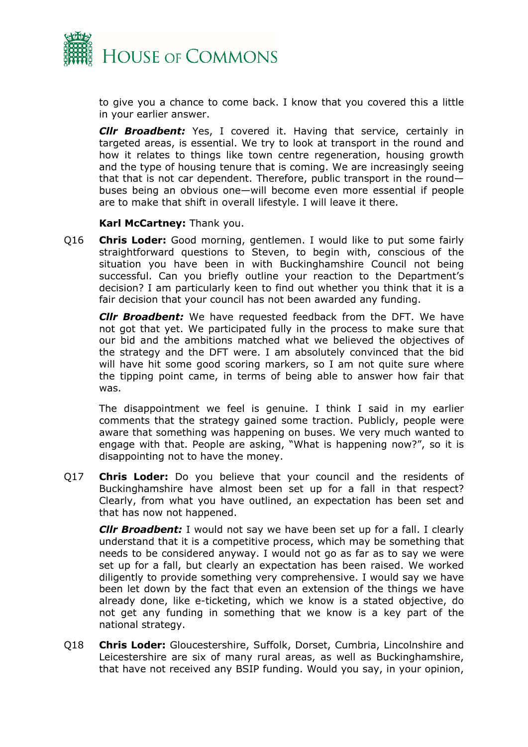to give you a chance to come back. I know that you covered this a little in your earlier answer.

***Cllr Broadbent:*** Yes, I covered it. Having that service, certainly in targeted areas, is essential. We try to look at transport in the round and how it relates to things like town centre regeneration, housing growth and the type of housing tenure that is coming. We are increasingly seeing that that is not car dependent. Therefore, public transport in the round—buses being an obvious one—will become even more essential if people are to make that shift in overall lifestyle. I will leave it there.

**Karl McCartney:** Thank you.

Q16 **Chris Loder:** Good morning, gentlemen. I would like to put some fairly straightforward questions to Steven, to begin with, conscious of the situation you have been in with Buckinghamshire Council not being successful. Can you briefly outline your reaction to the Department's decision? I am particularly keen to find out whether you think that it is a fair decision that your council has not been awarded any funding.

***Cllr Broadbent:*** We have requested feedback from the DFT. We have not got that yet. We participated fully in the process to make sure that our bid and the ambitions matched what we believed the objectives of the strategy and the DFT were. I am absolutely convinced that the bid will have hit some good scoring markers, so I am not quite sure where the tipping point came, in terms of being able to answer how fair that was.

The disappointment we feel is genuine. I think I said in my earlier comments that the strategy gained some traction. Publicly, people were aware that something was happening on buses. We very much wanted to engage with that. People are asking, "What is happening now?", so it is disappointing not to have the money.

Q17 **Chris Loder:** Do you believe that your council and the residents of Buckinghamshire have almost been set up for a fall in that respect? Clearly, from what you have outlined, an expectation has been set and that has now not happened.

***Cllr Broadbent:*** I would not say we have been set up for a fall. I clearly understand that it is a competitive process, which may be something that needs to be considered anyway. I would not go as far as to say we were set up for a fall, but clearly an expectation has been raised. We worked diligently to provide something very comprehensive. I would say we have been let down by the fact that even an extension of the things we have already done, like e-ticketing, which we know is a stated objective, do not get any funding in something that we know is a key part of the national strategy.

Q18 **Chris Loder:** Gloucestershire, Suffolk, Dorset, Cumbria, Lincolnshire and Leicestershire are six of many rural areas, as well as Buckinghamshire, that have not received any BSIP funding. Would you say, in your opinion,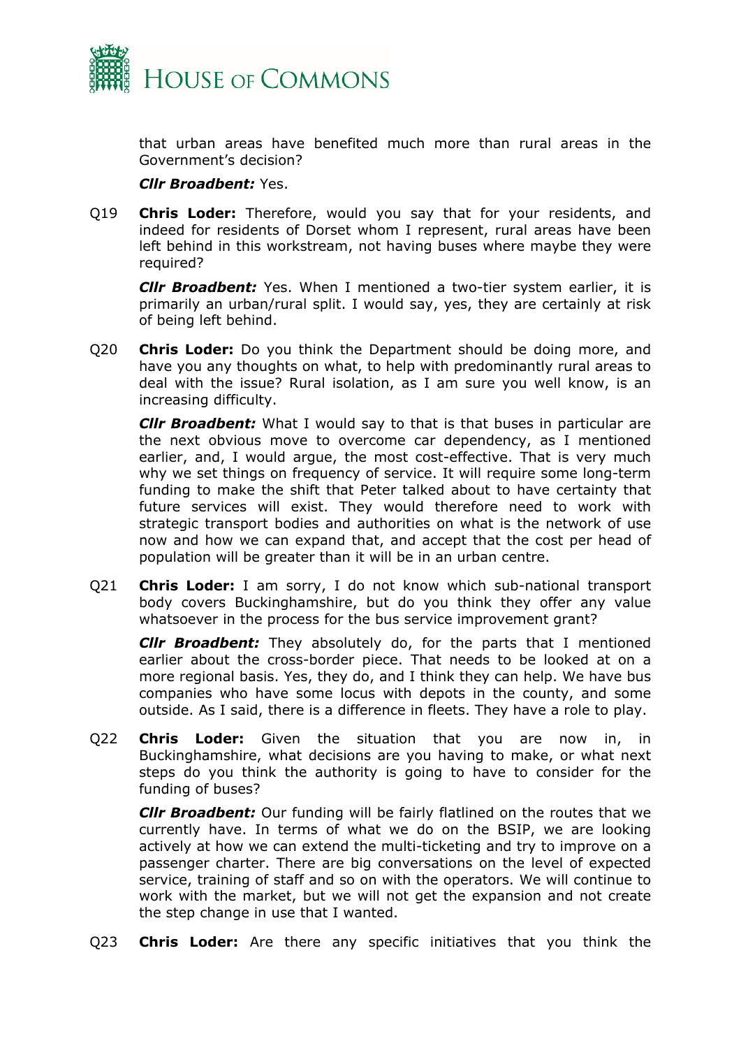that urban areas have benefited much more than rural areas in the Government's decision?

***Cllr Broadbent:*** Yes.

Q19 **Chris Loder:** Therefore, would you say that for your residents, and indeed for residents of Dorset whom I represent, rural areas have been left behind in this workstream, not having buses where maybe they were required?

***Cllr Broadbent:*** Yes. When I mentioned a two-tier system earlier, it is primarily an urban/rural split. I would say, yes, they are certainly at risk of being left behind.

Q20 **Chris Loder:** Do you think the Department should be doing more, and have you any thoughts on what, to help with predominantly rural areas to deal with the issue? Rural isolation, as I am sure you well know, is an increasing difficulty.

***Cllr Broadbent:*** What I would say to that is that buses in particular are the next obvious move to overcome car dependency, as I mentioned earlier, and, I would argue, the most cost-effective. That is very much why we set things on frequency of service. It will require some long-term funding to make the shift that Peter talked about to have certainty that future services will exist. They would therefore need to work with strategic transport bodies and authorities on what is the network of use now and how we can expand that, and accept that the cost per head of population will be greater than it will be in an urban centre.

Q21 **Chris Loder:** I am sorry, I do not know which sub-national transport body covers Buckinghamshire, but do you think they offer any value whatsoever in the process for the bus service improvement grant?

***Cllr Broadbent:*** They absolutely do, for the parts that I mentioned earlier about the cross-border piece. That needs to be looked at on a more regional basis. Yes, they do, and I think they can help. We have bus companies who have some locus with depots in the county, and some outside. As I said, there is a difference in fleets. They have a role to play.

Q22 **Chris Loder:** Given the situation that you are now in, in Buckinghamshire, what decisions are you having to make, or what next steps do you think the authority is going to have to consider for the funding of buses?

***Cllr Broadbent:*** Our funding will be fairly flatlined on the routes that we currently have. In terms of what we do on the BSIP, we are looking actively at how we can extend the multi-ticketing and try to improve on a passenger charter. There are big conversations on the level of expected service, training of staff and so on with the operators. We will continue to work with the market, but we will not get the expansion and not create the step change in use that I wanted.

Q23 **Chris Loder:** Are there any specific initiatives that you think the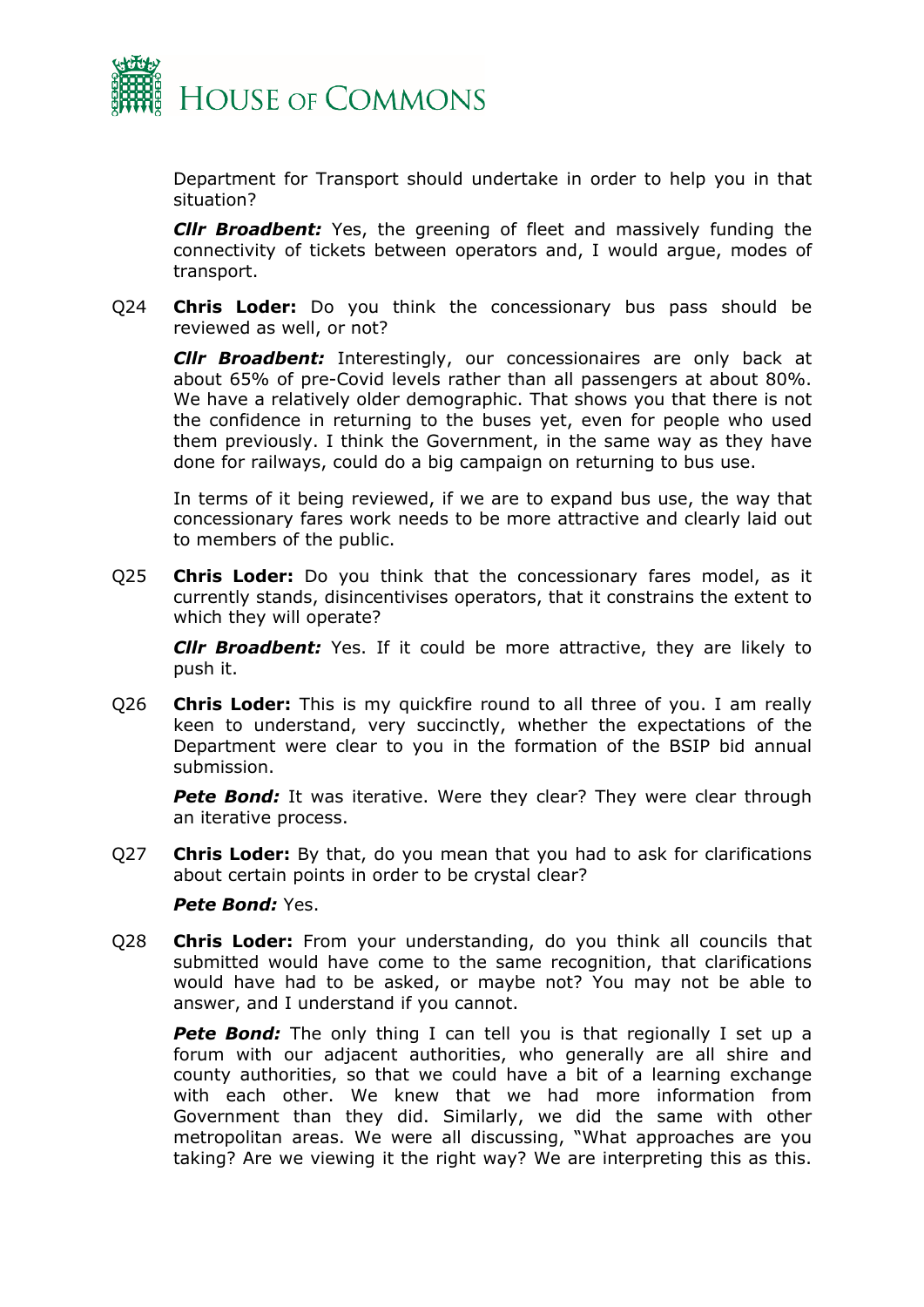Department for Transport should undertake in order to help you in that situation?

***Cllr Broadbent:*** Yes, the greening of fleet and massively funding the connectivity of tickets between operators and, I would argue, modes of transport.

Q24 **Chris Loder:** Do you think the concessionary bus pass should be reviewed as well, or not?

***Cllr Broadbent:*** Interestingly, our concessionaires are only back at about 65% of pre-Covid levels rather than all passengers at about 80%. We have a relatively older demographic. That shows you that there is not the confidence in returning to the buses yet, even for people who used them previously. I think the Government, in the same way as they have done for railways, could do a big campaign on returning to bus use.

In terms of it being reviewed, if we are to expand bus use, the way that concessionary fares work needs to be more attractive and clearly laid out to members of the public.

Q25 **Chris Loder:** Do you think that the concessionary fares model, as it currently stands, disincentivises operators, that it constrains the extent to which they will operate?

***Cllr Broadbent:*** Yes. If it could be more attractive, they are likely to push it.

Q26 **Chris Loder:** This is my quickfire round to all three of you. I am really keen to understand, very succinctly, whether the expectations of the Department were clear to you in the formation of the BSIP bid annual submission.

***Pete Bond:*** It was iterative. Were they clear? They were clear through an iterative process.

Q27 **Chris Loder:** By that, do you mean that you had to ask for clarifications about certain points in order to be crystal clear?

***Pete Bond:*** Yes.

Q28 **Chris Loder:** From your understanding, do you think all councils that submitted would have come to the same recognition, that clarifications would have had to be asked, or maybe not? You may not be able to answer, and I understand if you cannot.

***Pete Bond:*** The only thing I can tell you is that regionally I set up a forum with our adjacent authorities, who generally are all shire and county authorities, so that we could have a bit of a learning exchange with each other. We knew that we had more information from Government than they did. Similarly, we did the same with other metropolitan areas. We were all discussing, "What approaches are you taking? Are we viewing it the right way? We are interpreting this as this.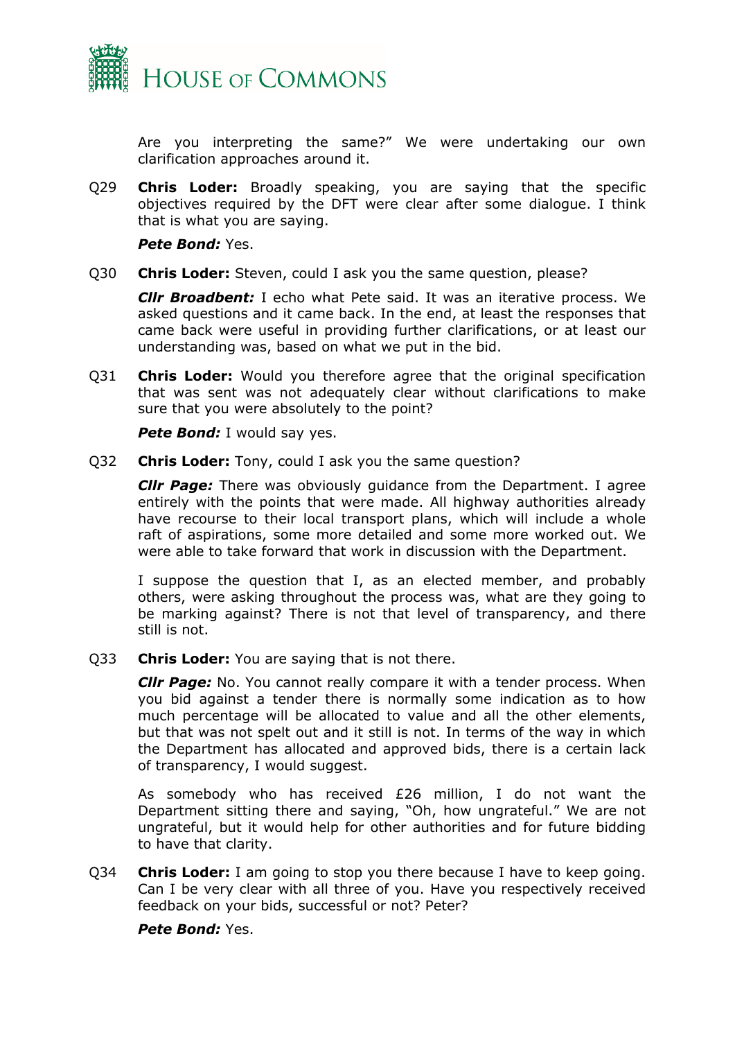Are you interpreting the same?" We were undertaking our own clarification approaches around it.

Q29 **Chris Loder:** Broadly speaking, you are saying that the specific objectives required by the DFT were clear after some dialogue. I think that is what you are saying.

***Pete Bond:*** Yes.

Q30 **Chris Loder:** Steven, could I ask you the same question, please?

***Cllr Broadbent:*** I echo what Pete said. It was an iterative process. We asked questions and it came back. In the end, at least the responses that came back were useful in providing further clarifications, or at least our understanding was, based on what we put in the bid.

Q31 **Chris Loder:** Would you therefore agree that the original specification that was sent was not adequately clear without clarifications to make sure that you were absolutely to the point?

***Pete Bond:*** I would say yes.

Q32 **Chris Loder:** Tony, could I ask you the same question?

***Cllr Page:*** There was obviously guidance from the Department. I agree entirely with the points that were made. All highway authorities already have recourse to their local transport plans, which will include a whole raft of aspirations, some more detailed and some more worked out. We were able to take forward that work in discussion with the Department.

I suppose the question that I, as an elected member, and probably others, were asking throughout the process was, what are they going to be marking against? There is not that level of transparency, and there still is not.

Q33 **Chris Loder:** You are saying that is not there.

***Cllr Page:*** No. You cannot really compare it with a tender process. When you bid against a tender there is normally some indication as to how much percentage will be allocated to value and all the other elements, but that was not spelt out and it still is not. In terms of the way in which the Department has allocated and approved bids, there is a certain lack of transparency, I would suggest.

As somebody who has received £26 million, I do not want the Department sitting there and saying, "Oh, how ungrateful." We are not ungrateful, but it would help for other authorities and for future bidding to have that clarity.

Q34 **Chris Loder:** I am going to stop you there because I have to keep going. Can I be very clear with all three of you. Have you respectively received feedback on your bids, successful or not? Peter?

***Pete Bond:*** Yes.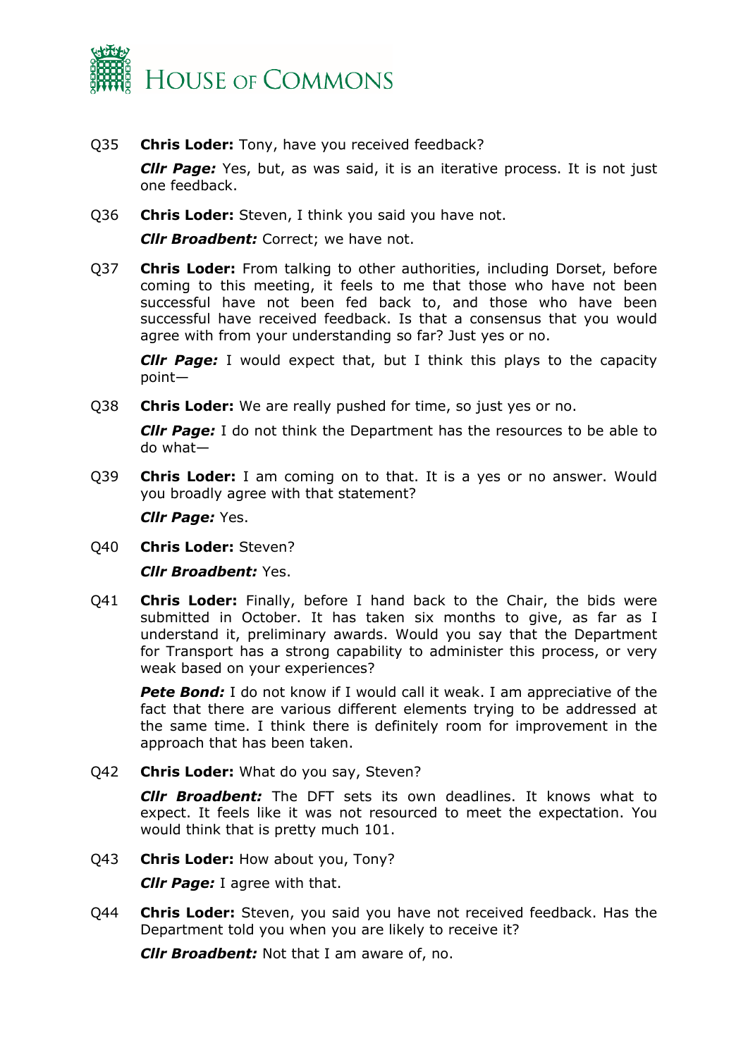Q35 **Chris Loder:** Tony, have you received feedback?

***Cllr Page:*** Yes, but, as was said, it is an iterative process. It is not just one feedback.

Q36 **Chris Loder:** Steven, I think you said you have not.

***Cllr Broadbent:*** Correct; we have not.

Q37 **Chris Loder:** From talking to other authorities, including Dorset, before coming to this meeting, it feels to me that those who have not been successful have not been fed back to, and those who have been successful have received feedback. Is that a consensus that you would agree with from your understanding so far? Just yes or no.

***Cllr Page:*** I would expect that, but I think this plays to the capacity point—

Q38 **Chris Loder:** We are really pushed for time, so just yes or no.

***Cllr Page:*** I do not think the Department has the resources to be able to do what—

Q39 **Chris Loder:** I am coming on to that. It is a yes or no answer. Would you broadly agree with that statement?

***Cllr Page:*** Yes.

Q40 **Chris Loder:** Steven?

***Cllr Broadbent:*** Yes.

Q41 **Chris Loder:** Finally, before I hand back to the Chair, the bids were submitted in October. It has taken six months to give, as far as I understand it, preliminary awards. Would you say that the Department for Transport has a strong capability to administer this process, or very weak based on your experiences?

***Pete Bond:*** I do not know if I would call it weak. I am appreciative of the fact that there are various different elements trying to be addressed at the same time. I think there is definitely room for improvement in the approach that has been taken.

Q42 **Chris Loder:** What do you say, Steven?

***Cllr Broadbent:*** The DFT sets its own deadlines. It knows what to expect. It feels like it was not resourced to meet the expectation. You would think that is pretty much 101.

Q43 **Chris Loder:** How about you, Tony?

***Cllr Page:*** I agree with that.

Q44 **Chris Loder:** Steven, you said you have not received feedback. Has the Department told you when you are likely to receive it?

***Cllr Broadbent:*** Not that I am aware of, no.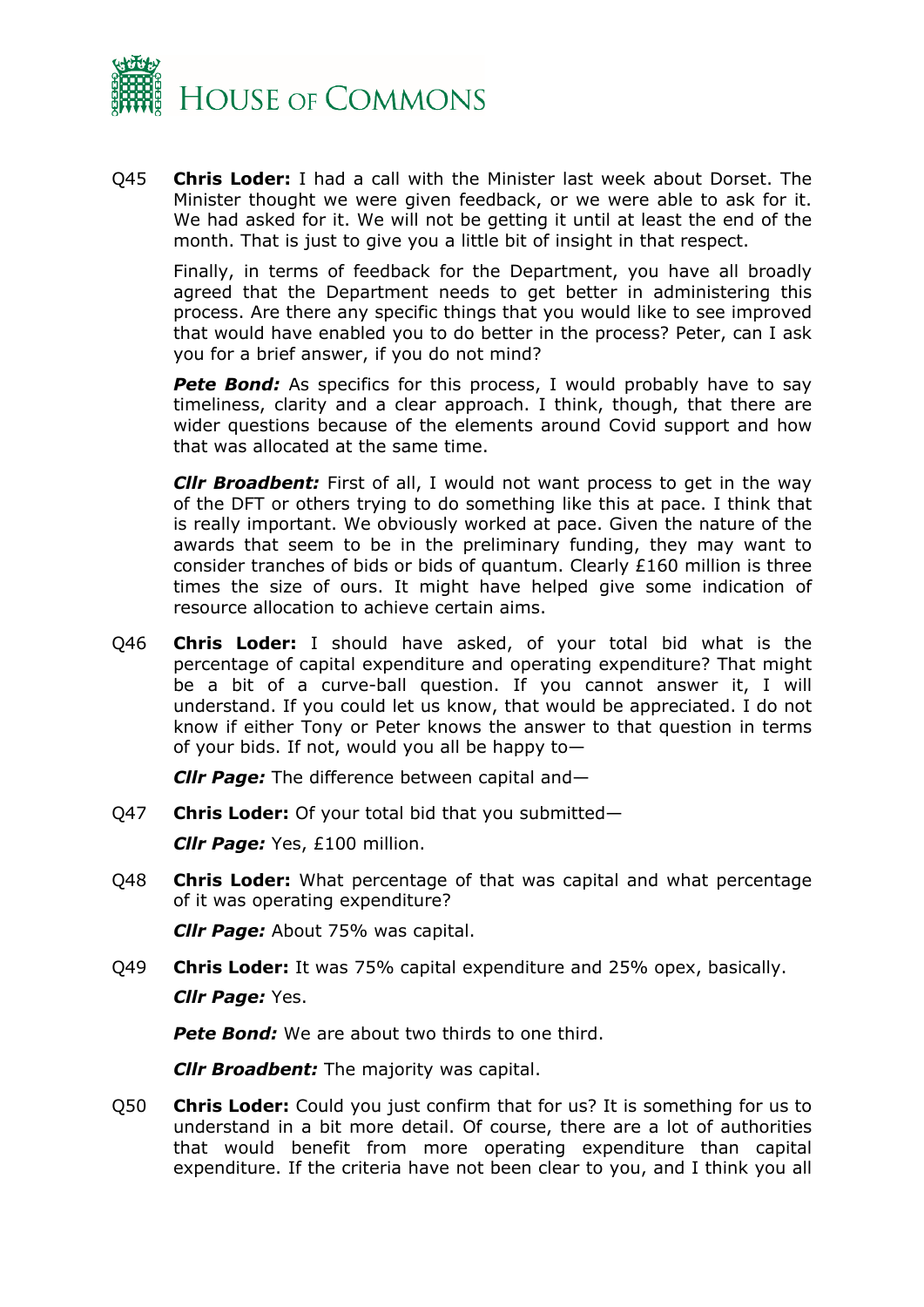Q45 **Chris Loder:** I had a call with the Minister last week about Dorset. The Minister thought we were given feedback, or we were able to ask for it. We had asked for it. We will not be getting it until at least the end of the month. That is just to give you a little bit of insight in that respect.

Finally, in terms of feedback for the Department, you have all broadly agreed that the Department needs to get better in administering this process. Are there any specific things that you would like to see improved that would have enabled you to do better in the process? Peter, can I ask you for a brief answer, if you do not mind?

***Pete Bond:*** As specifics for this process, I would probably have to say timeliness, clarity and a clear approach. I think, though, that there are wider questions because of the elements around Covid support and how that was allocated at the same time.

***Cllr Broadbent:*** First of all, I would not want process to get in the way of the DFT or others trying to do something like this at pace. I think that is really important. We obviously worked at pace. Given the nature of the awards that seem to be in the preliminary funding, they may want to consider tranches of bids or bids of quantum. Clearly £160 million is three times the size of ours. It might have helped give some indication of resource allocation to achieve certain aims.

Q46 **Chris Loder:** I should have asked, of your total bid what is the percentage of capital expenditure and operating expenditure? That might be a bit of a curve-ball question. If you cannot answer it, I will understand. If you could let us know, that would be appreciated. I do not know if either Tony or Peter knows the answer to that question in terms of your bids. If not, would you all be happy to—

***Cllr Page:*** The difference between capital and—

Q47 **Chris Loder:** Of your total bid that you submitted—

***Cllr Page:*** Yes, £100 million.

Q48 **Chris Loder:** What percentage of that was capital and what percentage of it was operating expenditure?

***Cllr Page:*** About 75% was capital.

Q49 **Chris Loder:** It was 75% capital expenditure and 25% opex, basically.

***Cllr Page:*** Yes.

***Pete Bond:*** We are about two thirds to one third.

***Cllr Broadbent:*** The majority was capital.

Q50 **Chris Loder:** Could you just confirm that for us? It is something for us to understand in a bit more detail. Of course, there are a lot of authorities that would benefit from more operating expenditure than capital expenditure. If the criteria have not been clear to you, and I think you all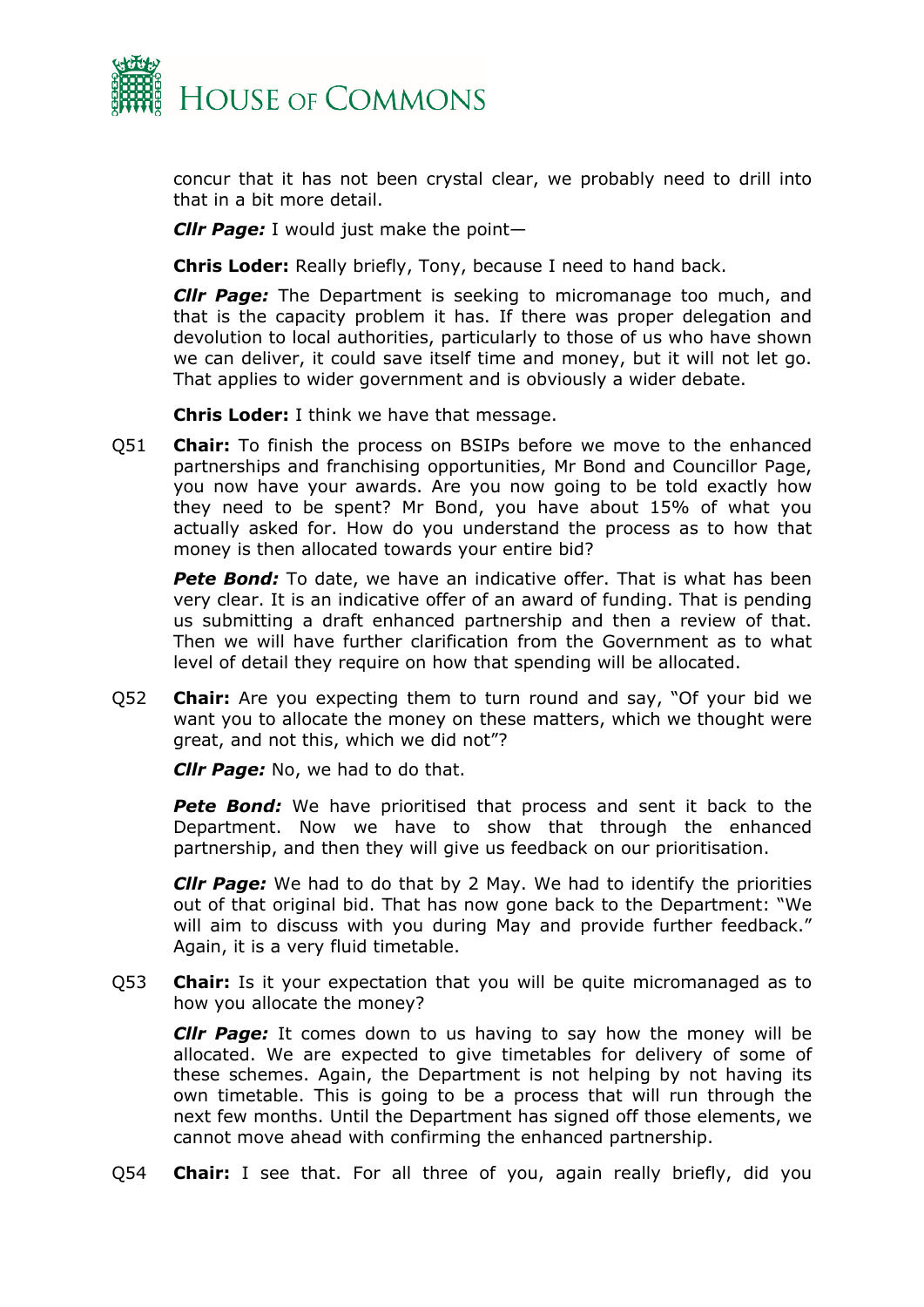concur that it has not been crystal clear, we probably need to drill into that in a bit more detail.

***Cllr Page:*** I would just make the point—

**Chris Loder:** Really briefly, Tony, because I need to hand back.

***Cllr Page:*** The Department is seeking to micromanage too much, and that is the capacity problem it has. If there was proper delegation and devolution to local authorities, particularly to those of us who have shown we can deliver, it could save itself time and money, but it will not let go. That applies to wider government and is obviously a wider debate.

**Chris Loder:** I think we have that message.

Q51 **Chair:** To finish the process on BSIPs before we move to the enhanced partnerships and franchising opportunities, Mr Bond and Councillor Page, you now have your awards. Are you now going to be told exactly how they need to be spent? Mr Bond, you have about 15% of what you actually asked for. How do you understand the process as to how that money is then allocated towards your entire bid?

***Pete Bond:*** To date, we have an indicative offer. That is what has been very clear. It is an indicative offer of an award of funding. That is pending us submitting a draft enhanced partnership and then a review of that. Then we will have further clarification from the Government as to what level of detail they require on how that spending will be allocated.

Q52 **Chair:** Are you expecting them to turn round and say, "Of your bid we want you to allocate the money on these matters, which we thought were great, and not this, which we did not"?

***Cllr Page:*** No, we had to do that.

***Pete Bond:*** We have prioritised that process and sent it back to the Department. Now we have to show that through the enhanced partnership, and then they will give us feedback on our prioritisation.

***Cllr Page:*** We had to do that by 2 May. We had to identify the priorities out of that original bid. That has now gone back to the Department: "We will aim to discuss with you during May and provide further feedback." Again, it is a very fluid timetable.

Q53 **Chair:** Is it your expectation that you will be quite micromanaged as to how you allocate the money?

***Cllr Page:*** It comes down to us having to say how the money will be allocated. We are expected to give timetables for delivery of some of these schemes. Again, the Department is not helping by not having its own timetable. This is going to be a process that will run through the next few months. Until the Department has signed off those elements, we cannot move ahead with confirming the enhanced partnership.

Q54 **Chair:** I see that. For all three of you, again really briefly, did you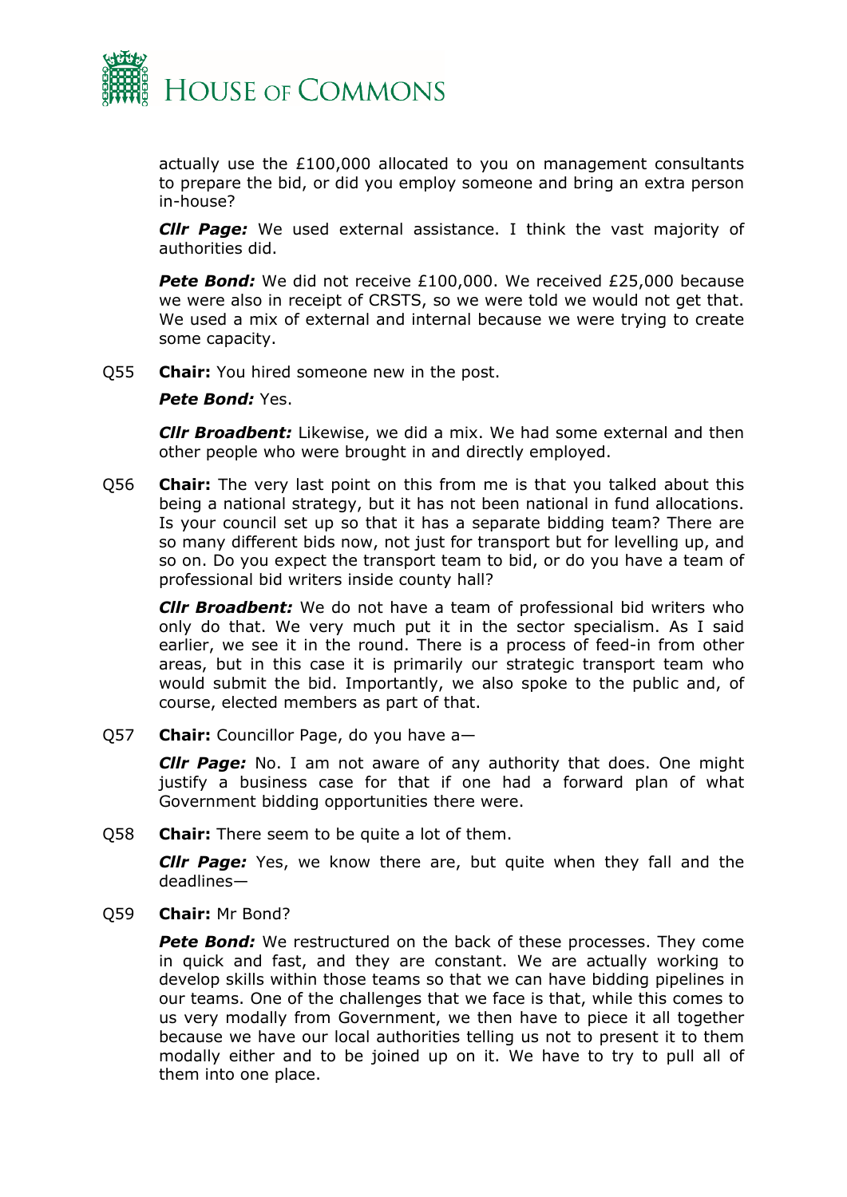actually use the £100,000 allocated to you on management consultants to prepare the bid, or did you employ someone and bring an extra person in-house?

***Cllr Page:*** We used external assistance. I think the vast majority of authorities did.

***Pete Bond:*** We did not receive £100,000. We received £25,000 because we were also in receipt of CRSTS, so we were told we would not get that. We used a mix of external and internal because we were trying to create some capacity.

Q55 **Chair:** You hired someone new in the post.

***Pete Bond:*** Yes.

***Cllr Broadbent:*** Likewise, we did a mix. We had some external and then other people who were brought in and directly employed.

Q56 **Chair:** The very last point on this from me is that you talked about this being a national strategy, but it has not been national in fund allocations. Is your council set up so that it has a separate bidding team? There are so many different bids now, not just for transport but for levelling up, and so on. Do you expect the transport team to bid, or do you have a team of professional bid writers inside county hall?

***Cllr Broadbent:*** We do not have a team of professional bid writers who only do that. We very much put it in the sector specialism. As I said earlier, we see it in the round. There is a process of feed-in from other areas, but in this case it is primarily our strategic transport team who would submit the bid. Importantly, we also spoke to the public and, of course, elected members as part of that.

Q57 **Chair:** Councillor Page, do you have a—

***Cllr Page:*** No. I am not aware of any authority that does. One might justify a business case for that if one had a forward plan of what Government bidding opportunities there were.

Q58 **Chair:** There seem to be quite a lot of them.

***Cllr Page:*** Yes, we know there are, but quite when they fall and the deadlines—

Q59 **Chair:** Mr Bond?

***Pete Bond:*** We restructured on the back of these processes. They come in quick and fast, and they are constant. We are actually working to develop skills within those teams so that we can have bidding pipelines in our teams. One of the challenges that we face is that, while this comes to us very modally from Government, we then have to piece it all together because we have our local authorities telling us not to present it to them modally either and to be joined up on it. We have to try to pull all of them into one place.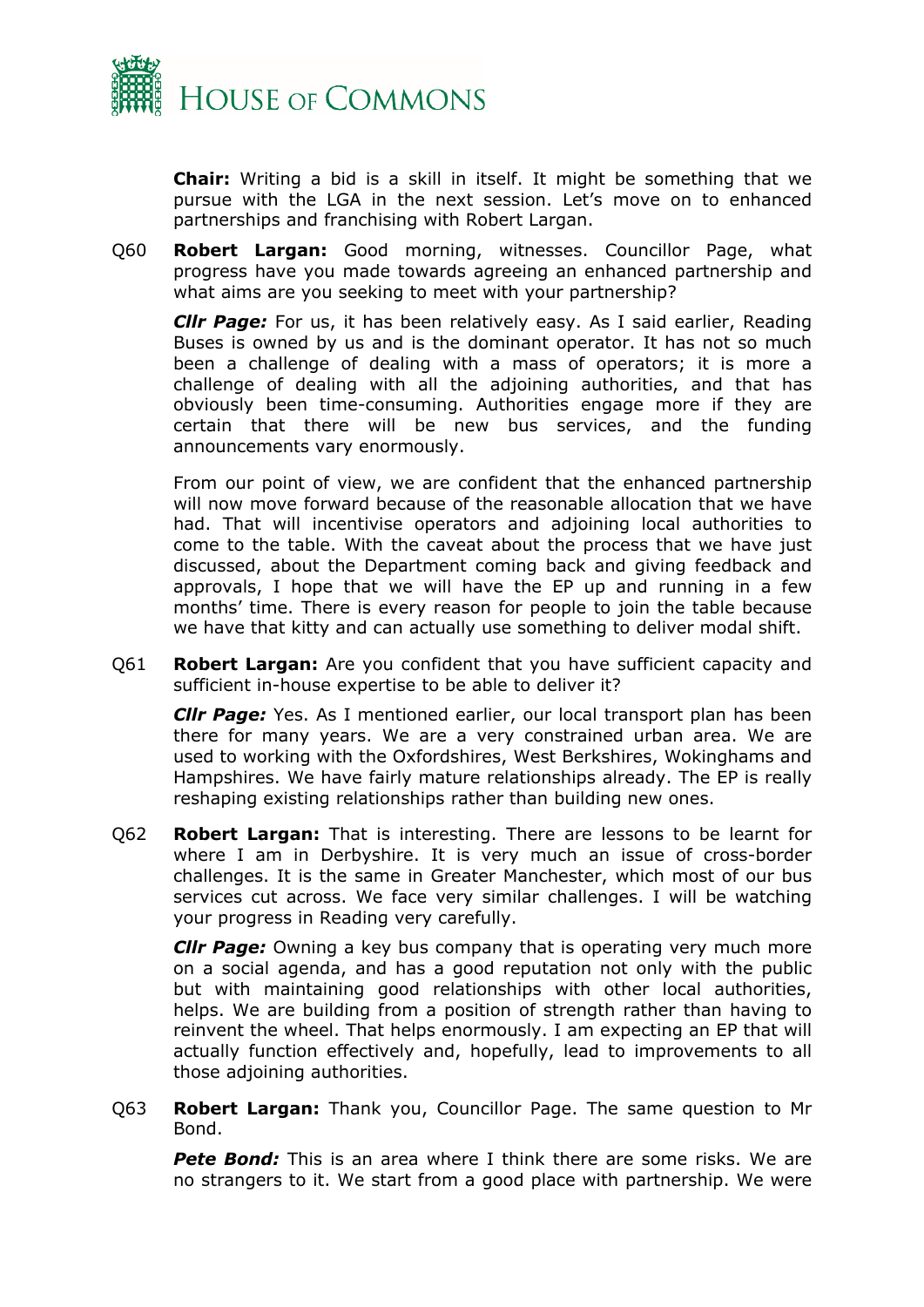**Chair:** Writing a bid is a skill in itself. It might be something that we pursue with the LGA in the next session. Let's move on to enhanced partnerships and franchising with Robert Largan.

Q60 **Robert Largan:** Good morning, witnesses. Councillor Page, what progress have you made towards agreeing an enhanced partnership and what aims are you seeking to meet with your partnership?

***Cllr Page:*** For us, it has been relatively easy. As I said earlier, Reading Buses is owned by us and is the dominant operator. It has not so much been a challenge of dealing with a mass of operators; it is more a challenge of dealing with all the adjoining authorities, and that has obviously been time-consuming. Authorities engage more if they are certain that there will be new bus services, and the funding announcements vary enormously.

From our point of view, we are confident that the enhanced partnership will now move forward because of the reasonable allocation that we have had. That will incentivise operators and adjoining local authorities to come to the table. With the caveat about the process that we have just discussed, about the Department coming back and giving feedback and approvals, I hope that we will have the EP up and running in a few months' time. There is every reason for people to join the table because we have that kitty and can actually use something to deliver modal shift.

Q61 **Robert Largan:** Are you confident that you have sufficient capacity and sufficient in-house expertise to be able to deliver it?

***Cllr Page:*** Yes. As I mentioned earlier, our local transport plan has been there for many years. We are a very constrained urban area. We are used to working with the Oxfordshires, West Berkshires, Wokinghams and Hampshires. We have fairly mature relationships already. The EP is really reshaping existing relationships rather than building new ones.

Q62 **Robert Largan:** That is interesting. There are lessons to be learnt for where I am in Derbyshire. It is very much an issue of cross-border challenges. It is the same in Greater Manchester, which most of our bus services cut across. We face very similar challenges. I will be watching your progress in Reading very carefully.

***Cllr Page:*** Owning a key bus company that is operating very much more on a social agenda, and has a good reputation not only with the public but with maintaining good relationships with other local authorities, helps. We are building from a position of strength rather than having to reinvent the wheel. That helps enormously. I am expecting an EP that will actually function effectively and, hopefully, lead to improvements to all those adjoining authorities.

Q63 **Robert Largan:** Thank you, Councillor Page. The same question to Mr Bond.

***Pete Bond:*** This is an area where I think there are some risks. We are no strangers to it. We start from a good place with partnership. We were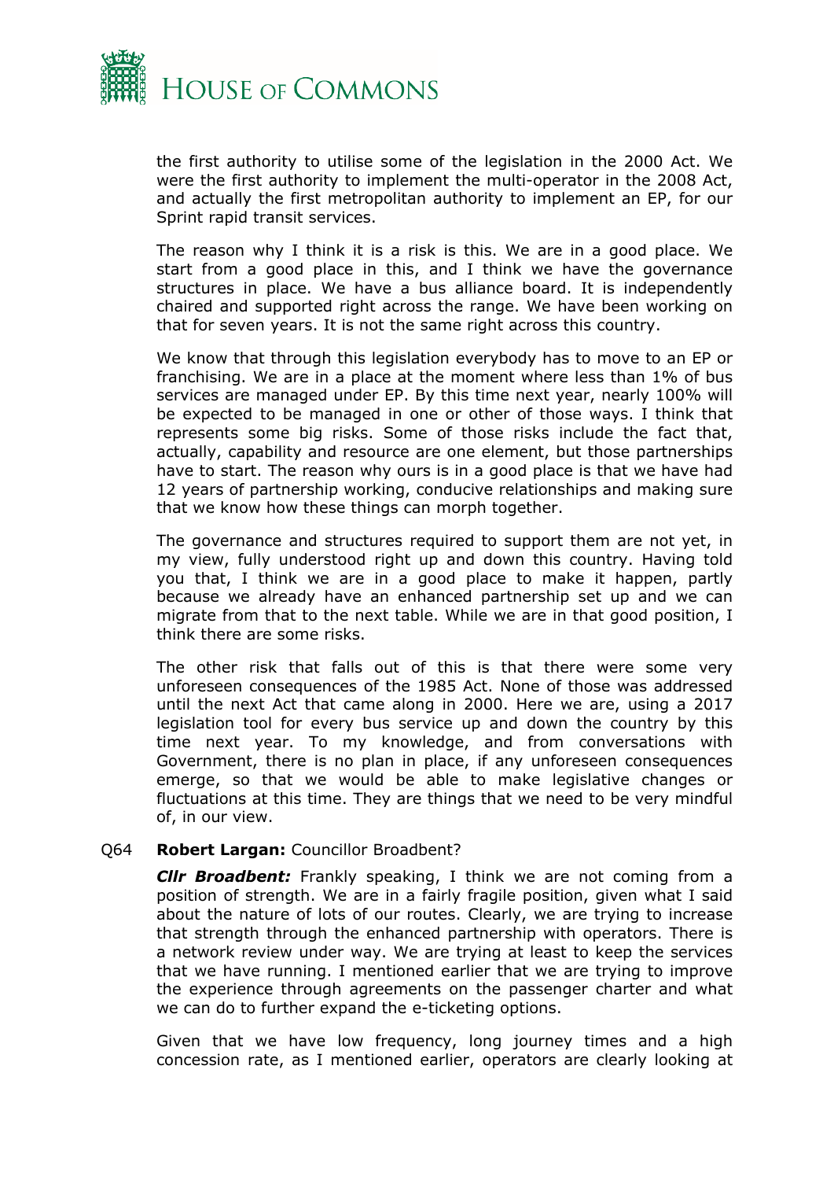the first authority to utilise some of the legislation in the 2000 Act. We were the first authority to implement the multi-operator in the 2008 Act, and actually the first metropolitan authority to implement an EP, for our Sprint rapid transit services.

The reason why I think it is a risk is this. We are in a good place. We start from a good place in this, and I think we have the governance structures in place. We have a bus alliance board. It is independently chaired and supported right across the range. We have been working on that for seven years. It is not the same right across this country.

We know that through this legislation everybody has to move to an EP or franchising. We are in a place at the moment where less than 1% of bus services are managed under EP. By this time next year, nearly 100% will be expected to be managed in one or other of those ways. I think that represents some big risks. Some of those risks include the fact that, actually, capability and resource are one element, but those partnerships have to start. The reason why ours is in a good place is that we have had 12 years of partnership working, conducive relationships and making sure that we know how these things can morph together.

The governance and structures required to support them are not yet, in my view, fully understood right up and down this country. Having told you that, I think we are in a good place to make it happen, partly because we already have an enhanced partnership set up and we can migrate from that to the next table. While we are in that good position, I think there are some risks.

The other risk that falls out of this is that there were some very unforeseen consequences of the 1985 Act. None of those was addressed until the next Act that came along in 2000. Here we are, using a 2017 legislation tool for every bus service up and down the country by this time next year. To my knowledge, and from conversations with Government, there is no plan in place, if any unforeseen consequences emerge, so that we would be able to make legislative changes or fluctuations at this time. They are things that we need to be very mindful of, in our view.

Q64 **Robert Largan:** Councillor Broadbent?

***Cllr Broadbent:*** Frankly speaking, I think we are not coming from a position of strength. We are in a fairly fragile position, given what I said about the nature of lots of our routes. Clearly, we are trying to increase that strength through the enhanced partnership with operators. There is a network review under way. We are trying at least to keep the services that we have running. I mentioned earlier that we are trying to improve the experience through agreements on the passenger charter and what we can do to further expand the e-ticketing options.

Given that we have low frequency, long journey times and a high concession rate, as I mentioned earlier, operators are clearly looking at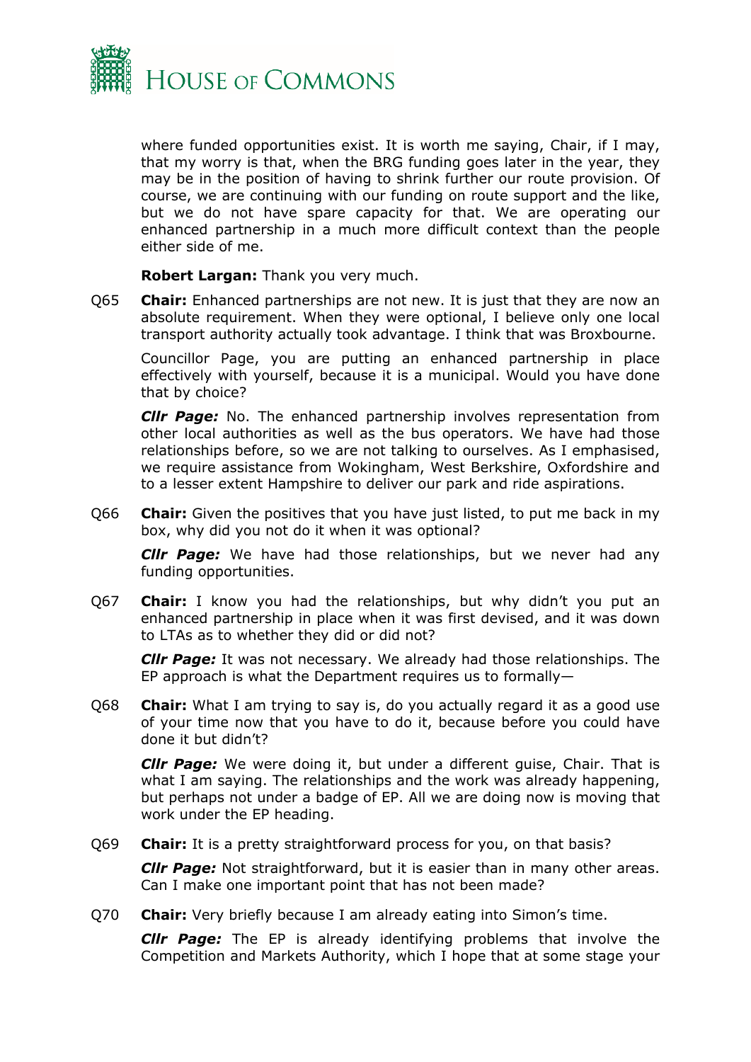where funded opportunities exist. It is worth me saying, Chair, if I may, that my worry is that, when the BRG funding goes later in the year, they may be in the position of having to shrink further our route provision. Of course, we are continuing with our funding on route support and the like, but we do not have spare capacity for that. We are operating our enhanced partnership in a much more difficult context than the people either side of me.

**Robert Largan:** Thank you very much.

Q65 **Chair:** Enhanced partnerships are not new. It is just that they are now an absolute requirement. When they were optional, I believe only one local transport authority actually took advantage. I think that was Broxbourne.

Councillor Page, you are putting an enhanced partnership in place effectively with yourself, because it is a municipal. Would you have done that by choice?

***Cllr Page:*** No. The enhanced partnership involves representation from other local authorities as well as the bus operators. We have had those relationships before, so we are not talking to ourselves. As I emphasised, we require assistance from Wokingham, West Berkshire, Oxfordshire and to a lesser extent Hampshire to deliver our park and ride aspirations.

Q66 **Chair:** Given the positives that you have just listed, to put me back in my box, why did you not do it when it was optional?

***Cllr Page:*** We have had those relationships, but we never had any funding opportunities.

Q67 **Chair:** I know you had the relationships, but why didn't you put an enhanced partnership in place when it was first devised, and it was down to LTAs as to whether they did or did not?

***Cllr Page:*** It was not necessary. We already had those relationships. The EP approach is what the Department requires us to formally—

Q68 **Chair:** What I am trying to say is, do you actually regard it as a good use of your time now that you have to do it, because before you could have done it but didn't?

***Cllr Page:*** We were doing it, but under a different guise, Chair. That is what I am saying. The relationships and the work was already happening, but perhaps not under a badge of EP. All we are doing now is moving that work under the EP heading.

Q69 **Chair:** It is a pretty straightforward process for you, on that basis?

***Cllr Page:*** Not straightforward, but it is easier than in many other areas. Can I make one important point that has not been made?

Q70 **Chair:** Very briefly because I am already eating into Simon's time.

***Cllr Page:*** The EP is already identifying problems that involve the Competition and Markets Authority, which I hope that at some stage your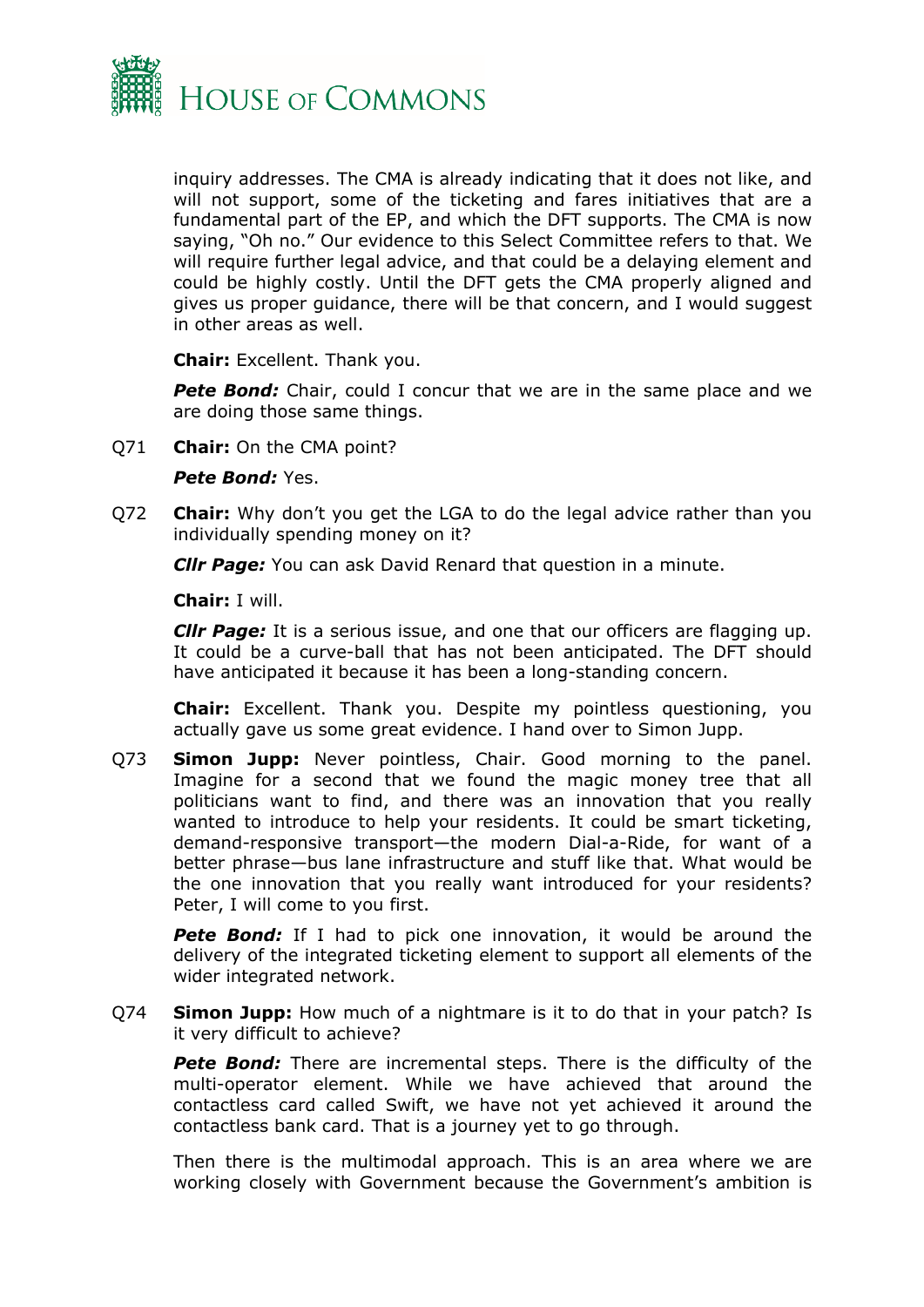inquiry addresses. The CMA is already indicating that it does not like, and will not support, some of the ticketing and fares initiatives that are a fundamental part of the EP, and which the DFT supports. The CMA is now saying, "Oh no." Our evidence to this Select Committee refers to that. We will require further legal advice, and that could be a delaying element and could be highly costly. Until the DFT gets the CMA properly aligned and gives us proper guidance, there will be that concern, and I would suggest in other areas as well.

**Chair:** Excellent. Thank you.

***Pete Bond:*** Chair, could I concur that we are in the same place and we are doing those same things.

Q71 **Chair:** On the CMA point?

***Pete Bond:*** Yes.

Q72 **Chair:** Why don't you get the LGA to do the legal advice rather than you individually spending money on it?

***Cllr Page:*** You can ask David Renard that question in a minute.

**Chair:** I will.

***Cllr Page:*** It is a serious issue, and one that our officers are flagging up. It could be a curve-ball that has not been anticipated. The DFT should have anticipated it because it has been a long-standing concern.

**Chair:** Excellent. Thank you. Despite my pointless questioning, you actually gave us some great evidence. I hand over to Simon Jupp.

Q73 **Simon Jupp:** Never pointless, Chair. Good morning to the panel. Imagine for a second that we found the magic money tree that all politicians want to find, and there was an innovation that you really wanted to introduce to help your residents. It could be smart ticketing, demand-responsive transport—the modern Dial-a-Ride, for want of a better phrase—bus lane infrastructure and stuff like that. What would be the one innovation that you really want introduced for your residents? Peter, I will come to you first.

***Pete Bond:*** If I had to pick one innovation, it would be around the delivery of the integrated ticketing element to support all elements of the wider integrated network.

Q74 **Simon Jupp:** How much of a nightmare is it to do that in your patch? Is it very difficult to achieve?

***Pete Bond:*** There are incremental steps. There is the difficulty of the multi-operator element. While we have achieved that around the contactless card called Swift, we have not yet achieved it around the contactless bank card. That is a journey yet to go through.

Then there is the multimodal approach. This is an area where we are working closely with Government because the Government's ambition is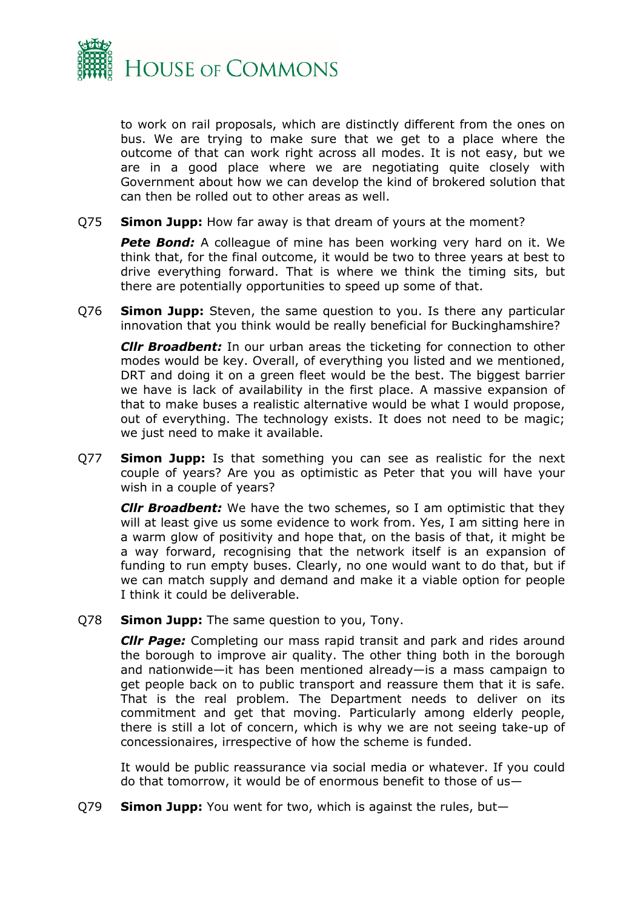to work on rail proposals, which are distinctly different from the ones on bus. We are trying to make sure that we get to a place where the outcome of that can work right across all modes. It is not easy, but we are in a good place where we are negotiating quite closely with Government about how we can develop the kind of brokered solution that can then be rolled out to other areas as well.

Q75 **Simon Jupp:** How far away is that dream of yours at the moment?

***Pete Bond:*** A colleague of mine has been working very hard on it. We think that, for the final outcome, it would be two to three years at best to drive everything forward. That is where we think the timing sits, but there are potentially opportunities to speed up some of that.

Q76 **Simon Jupp:** Steven, the same question to you. Is there any particular innovation that you think would be really beneficial for Buckinghamshire?

***Cllr Broadbent:*** In our urban areas the ticketing for connection to other modes would be key. Overall, of everything you listed and we mentioned, DRT and doing it on a green fleet would be the best. The biggest barrier we have is lack of availability in the first place. A massive expansion of that to make buses a realistic alternative would be what I would propose, out of everything. The technology exists. It does not need to be magic; we just need to make it available.

Q77 **Simon Jupp:** Is that something you can see as realistic for the next couple of years? Are you as optimistic as Peter that you will have your wish in a couple of years?

***Cllr Broadbent:*** We have the two schemes, so I am optimistic that they will at least give us some evidence to work from. Yes, I am sitting here in a warm glow of positivity and hope that, on the basis of that, it might be a way forward, recognising that the network itself is an expansion of funding to run empty buses. Clearly, no one would want to do that, but if we can match supply and demand and make it a viable option for people I think it could be deliverable.

Q78 **Simon Jupp:** The same question to you, Tony.

***Cllr Page:*** Completing our mass rapid transit and park and rides around the borough to improve air quality. The other thing both in the borough and nationwide—it has been mentioned already—is a mass campaign to get people back on to public transport and reassure them that it is safe. That is the real problem. The Department needs to deliver on its commitment and get that moving. Particularly among elderly people, there is still a lot of concern, which is why we are not seeing take-up of concessionaires, irrespective of how the scheme is funded.

It would be public reassurance via social media or whatever. If you could do that tomorrow, it would be of enormous benefit to those of us—

Q79 **Simon Jupp:** You went for two, which is against the rules, but—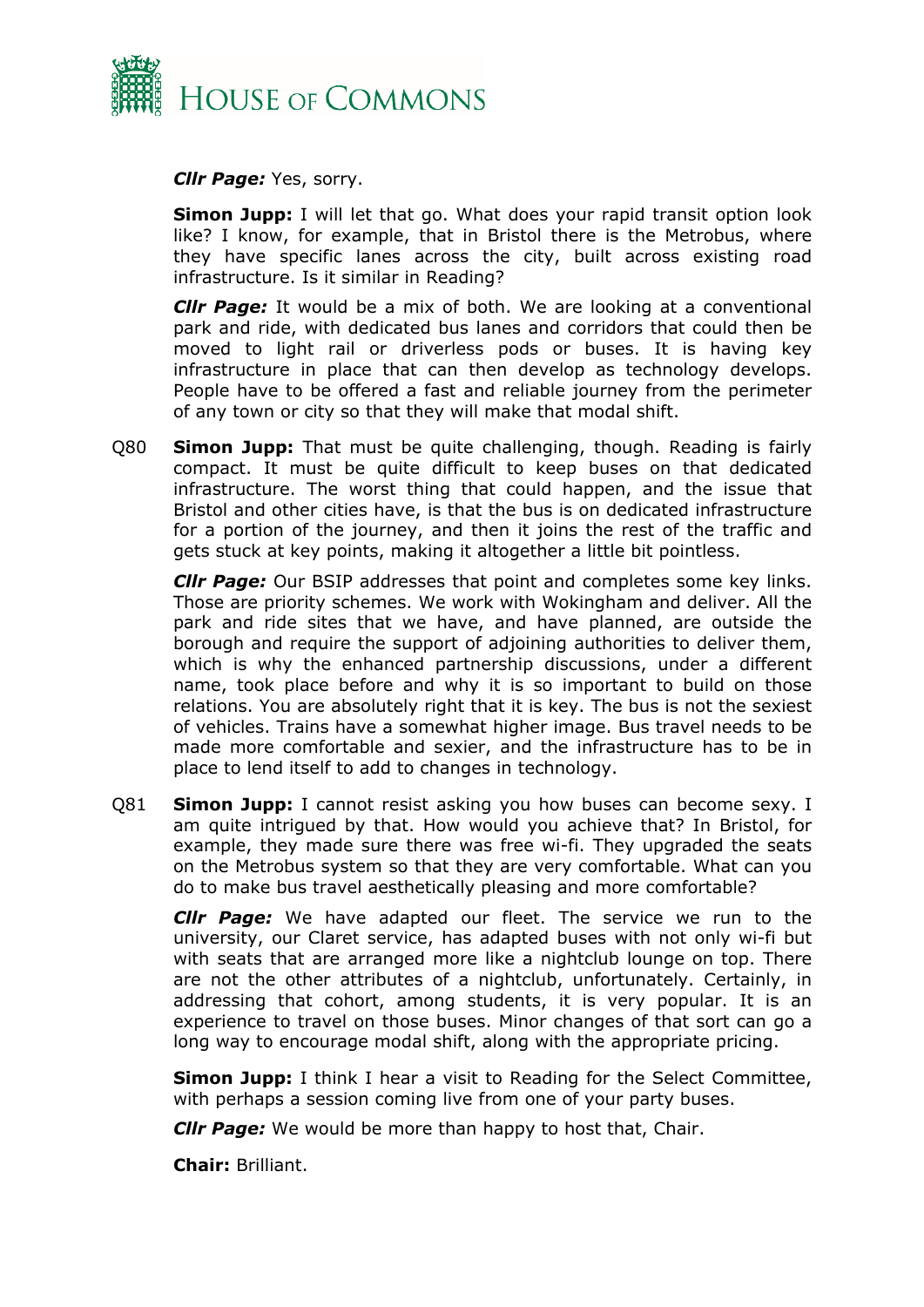***Cllr Page:*** Yes, sorry.

**Simon Jupp:** I will let that go. What does your rapid transit option look like? I know, for example, that in Bristol there is the Metrobus, where they have specific lanes across the city, built across existing road infrastructure. Is it similar in Reading?

***Cllr Page:*** It would be a mix of both. We are looking at a conventional park and ride, with dedicated bus lanes and corridors that could then be moved to light rail or driverless pods or buses. It is having key infrastructure in place that can then develop as technology develops. People have to be offered a fast and reliable journey from the perimeter of any town or city so that they will make that modal shift.

Q80 **Simon Jupp:** That must be quite challenging, though. Reading is fairly compact. It must be quite difficult to keep buses on that dedicated infrastructure. The worst thing that could happen, and the issue that Bristol and other cities have, is that the bus is on dedicated infrastructure for a portion of the journey, and then it joins the rest of the traffic and gets stuck at key points, making it altogether a little bit pointless.

***Cllr Page:*** Our BSIP addresses that point and completes some key links. Those are priority schemes. We work with Wokingham and deliver. All the park and ride sites that we have, and have planned, are outside the borough and require the support of adjoining authorities to deliver them, which is why the enhanced partnership discussions, under a different name, took place before and why it is so important to build on those relations. You are absolutely right that it is key. The bus is not the sexiest of vehicles. Trains have a somewhat higher image. Bus travel needs to be made more comfortable and sexier, and the infrastructure has to be in place to lend itself to add to changes in technology.

Q81 **Simon Jupp:** I cannot resist asking you how buses can become sexy. I am quite intrigued by that. How would you achieve that? In Bristol, for example, they made sure there was free wi-fi. They upgraded the seats on the Metrobus system so that they are very comfortable. What can you do to make bus travel aesthetically pleasing and more comfortable?

***Cllr Page:*** We have adapted our fleet. The service we run to the university, our Claret service, has adapted buses with not only wi-fi but with seats that are arranged more like a nightclub lounge on top. There are not the other attributes of a nightclub, unfortunately. Certainly, in addressing that cohort, among students, it is very popular. It is an experience to travel on those buses. Minor changes of that sort can go a long way to encourage modal shift, along with the appropriate pricing.

**Simon Jupp:** I think I hear a visit to Reading for the Select Committee, with perhaps a session coming live from one of your party buses.

***Cllr Page:*** We would be more than happy to host that, Chair.

**Chair:** Brilliant.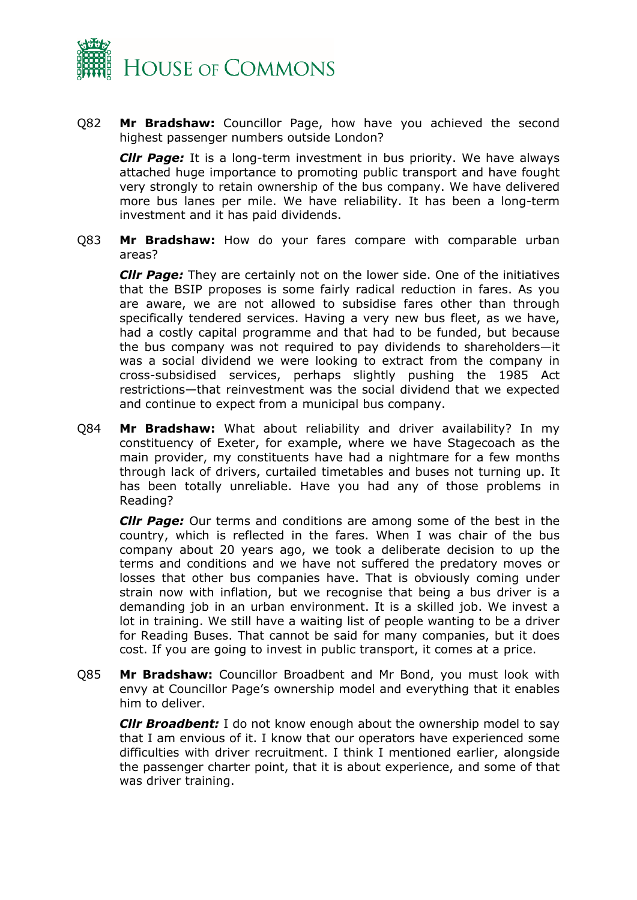Q82 **Mr Bradshaw:** Councillor Page, how have you achieved the second highest passenger numbers outside London?

***Cllr Page:*** It is a long-term investment in bus priority. We have always attached huge importance to promoting public transport and have fought very strongly to retain ownership of the bus company. We have delivered more bus lanes per mile. We have reliability. It has been a long-term investment and it has paid dividends.

Q83 **Mr Bradshaw:** How do your fares compare with comparable urban areas?

***Cllr Page:*** They are certainly not on the lower side. One of the initiatives that the BSIP proposes is some fairly radical reduction in fares. As you are aware, we are not allowed to subsidise fares other than through specifically tendered services. Having a very new bus fleet, as we have, had a costly capital programme and that had to be funded, but because the bus company was not required to pay dividends to shareholders—it was a social dividend we were looking to extract from the company in cross-subsidised services, perhaps slightly pushing the 1985 Act restrictions—that reinvestment was the social dividend that we expected and continue to expect from a municipal bus company.

Q84 **Mr Bradshaw:** What about reliability and driver availability? In my constituency of Exeter, for example, where we have Stagecoach as the main provider, my constituents have had a nightmare for a few months through lack of drivers, curtailed timetables and buses not turning up. It has been totally unreliable. Have you had any of those problems in Reading?

***Cllr Page:*** Our terms and conditions are among some of the best in the country, which is reflected in the fares. When I was chair of the bus company about 20 years ago, we took a deliberate decision to up the terms and conditions and we have not suffered the predatory moves or losses that other bus companies have. That is obviously coming under strain now with inflation, but we recognise that being a bus driver is a demanding job in an urban environment. It is a skilled job. We invest a lot in training. We still have a waiting list of people wanting to be a driver for Reading Buses. That cannot be said for many companies, but it does cost. If you are going to invest in public transport, it comes at a price.

Q85 **Mr Bradshaw:** Councillor Broadbent and Mr Bond, you must look with envy at Councillor Page's ownership model and everything that it enables him to deliver.

***Cllr Broadbent:*** I do not know enough about the ownership model to say that I am envious of it. I know that our operators have experienced some difficulties with driver recruitment. I think I mentioned earlier, alongside the passenger charter point, that it is about experience, and some of that was driver training.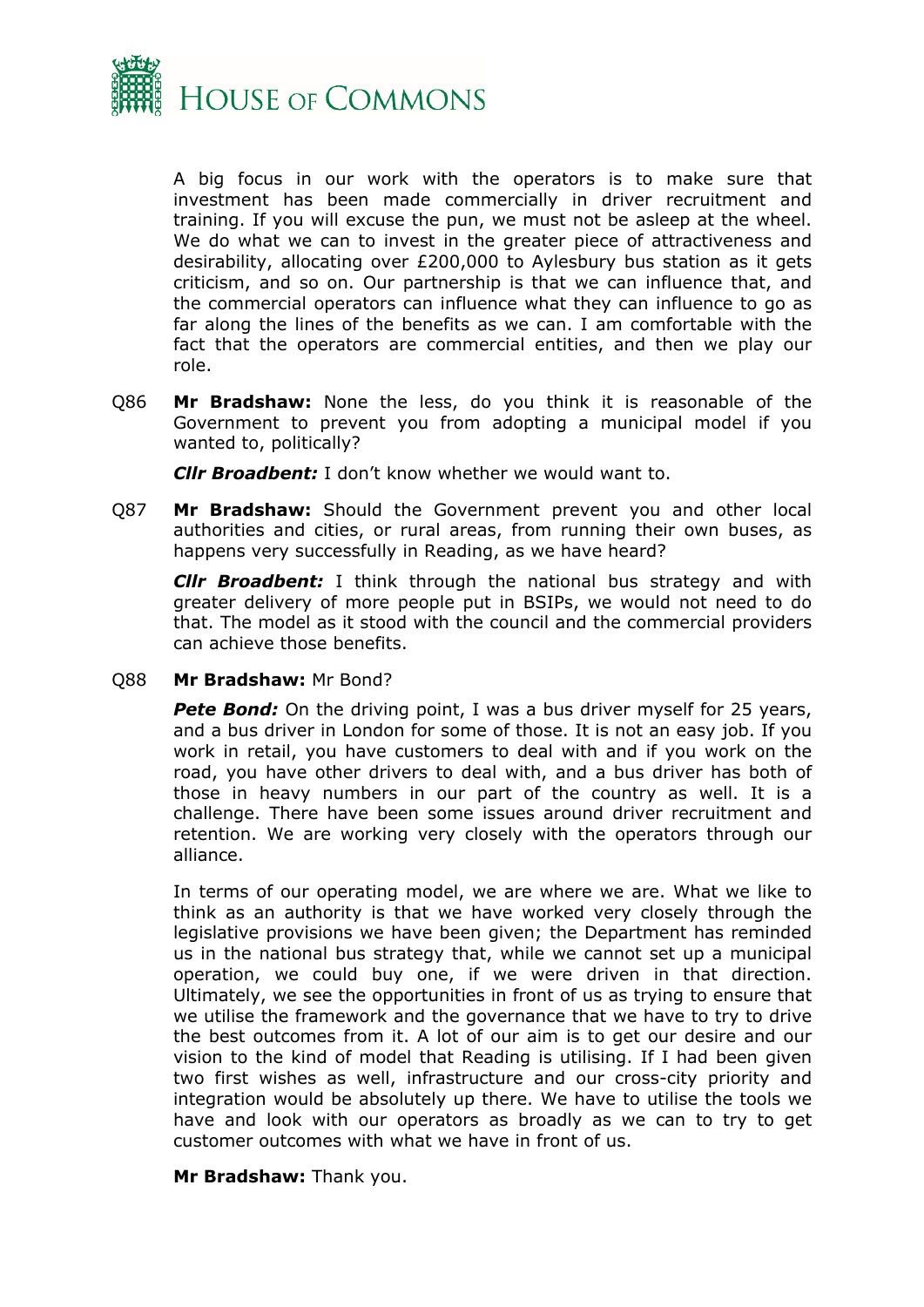A big focus in our work with the operators is to make sure that investment has been made commercially in driver recruitment and training. If you will excuse the pun, we must not be asleep at the wheel. We do what we can to invest in the greater piece of attractiveness and desirability, allocating over £200,000 to Aylesbury bus station as it gets criticism, and so on. Our partnership is that we can influence that, and the commercial operators can influence what they can influence to go as far along the lines of the benefits as we can. I am comfortable with the fact that the operators are commercial entities, and then we play our role.

Q86 **Mr Bradshaw:** None the less, do you think it is reasonable of the Government to prevent you from adopting a municipal model if you wanted to, politically?

***Cllr Broadbent:*** I don't know whether we would want to.

Q87 **Mr Bradshaw:** Should the Government prevent you and other local authorities and cities, or rural areas, from running their own buses, as happens very successfully in Reading, as we have heard?

***Cllr Broadbent:*** I think through the national bus strategy and with greater delivery of more people put in BSIPs, we would not need to do that. The model as it stood with the council and the commercial providers can achieve those benefits.

Q88 **Mr Bradshaw:** Mr Bond?

***Pete Bond:*** On the driving point, I was a bus driver myself for 25 years, and a bus driver in London for some of those. It is not an easy job. If you work in retail, you have customers to deal with and if you work on the road, you have other drivers to deal with, and a bus driver has both of those in heavy numbers in our part of the country as well. It is a challenge. There have been some issues around driver recruitment and retention. We are working very closely with the operators through our alliance.

In terms of our operating model, we are where we are. What we like to think as an authority is that we have worked very closely through the legislative provisions we have been given; the Department has reminded us in the national bus strategy that, while we cannot set up a municipal operation, we could buy one, if we were driven in that direction. Ultimately, we see the opportunities in front of us as trying to ensure that we utilise the framework and the governance that we have to try to drive the best outcomes from it. A lot of our aim is to get our desire and our vision to the kind of model that Reading is utilising. If I had been given two first wishes as well, infrastructure and our cross-city priority and integration would be absolutely up there. We have to utilise the tools we have and look with our operators as broadly as we can to try to get customer outcomes with what we have in front of us.

**Mr Bradshaw:** Thank you.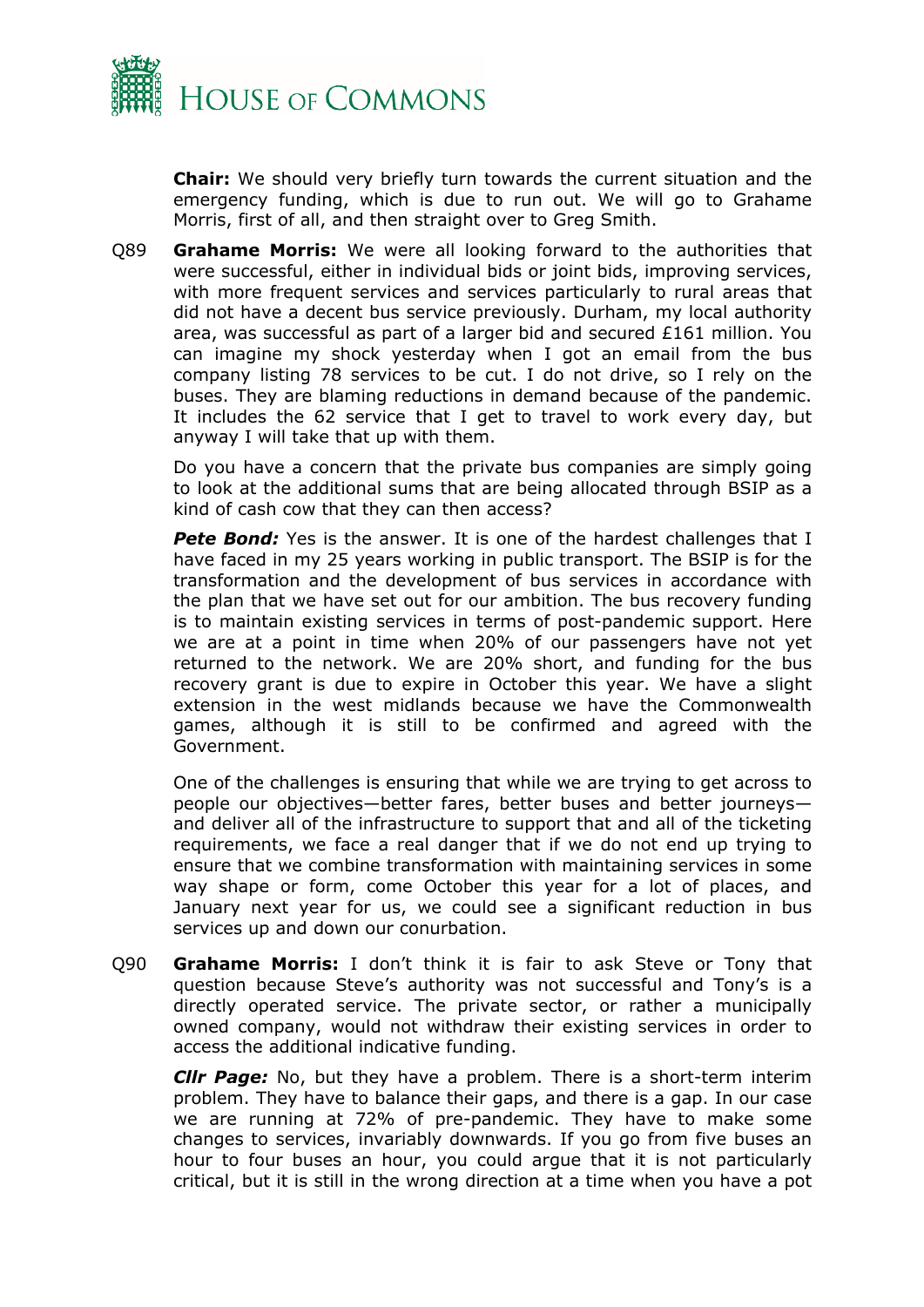**Chair:** We should very briefly turn towards the current situation and the emergency funding, which is due to run out. We will go to Grahame Morris, first of all, and then straight over to Greg Smith.

Q89 **Grahame Morris:** We were all looking forward to the authorities that were successful, either in individual bids or joint bids, improving services, with more frequent services and services particularly to rural areas that did not have a decent bus service previously. Durham, my local authority area, was successful as part of a larger bid and secured £161 million. You can imagine my shock yesterday when I got an email from the bus company listing 78 services to be cut. I do not drive, so I rely on the buses. They are blaming reductions in demand because of the pandemic. It includes the 62 service that I get to travel to work every day, but anyway I will take that up with them.

Do you have a concern that the private bus companies are simply going to look at the additional sums that are being allocated through BSIP as a kind of cash cow that they can then access?

***Pete Bond:*** Yes is the answer. It is one of the hardest challenges that I have faced in my 25 years working in public transport. The BSIP is for the transformation and the development of bus services in accordance with the plan that we have set out for our ambition. The bus recovery funding is to maintain existing services in terms of post-pandemic support. Here we are at a point in time when 20% of our passengers have not yet returned to the network. We are 20% short, and funding for the bus recovery grant is due to expire in October this year. We have a slight extension in the west midlands because we have the Commonwealth games, although it is still to be confirmed and agreed with the Government.

One of the challenges is ensuring that while we are trying to get across to people our objectives—better fares, better buses and better journeys—and deliver all of the infrastructure to support that and all of the ticketing requirements, we face a real danger that if we do not end up trying to ensure that we combine transformation with maintaining services in some way shape or form, come October this year for a lot of places, and January next year for us, we could see a significant reduction in bus services up and down our conurbation.

Q90 **Grahame Morris:** I don't think it is fair to ask Steve or Tony that question because Steve's authority was not successful and Tony's is a directly operated service. The private sector, or rather a municipally owned company, would not withdraw their existing services in order to access the additional indicative funding.

***Cllr Page:*** No, but they have a problem. There is a short-term interim problem. They have to balance their gaps, and there is a gap. In our case we are running at 72% of pre-pandemic. They have to make some changes to services, invariably downwards. If you go from five buses an hour to four buses an hour, you could argue that it is not particularly critical, but it is still in the wrong direction at a time when you have a pot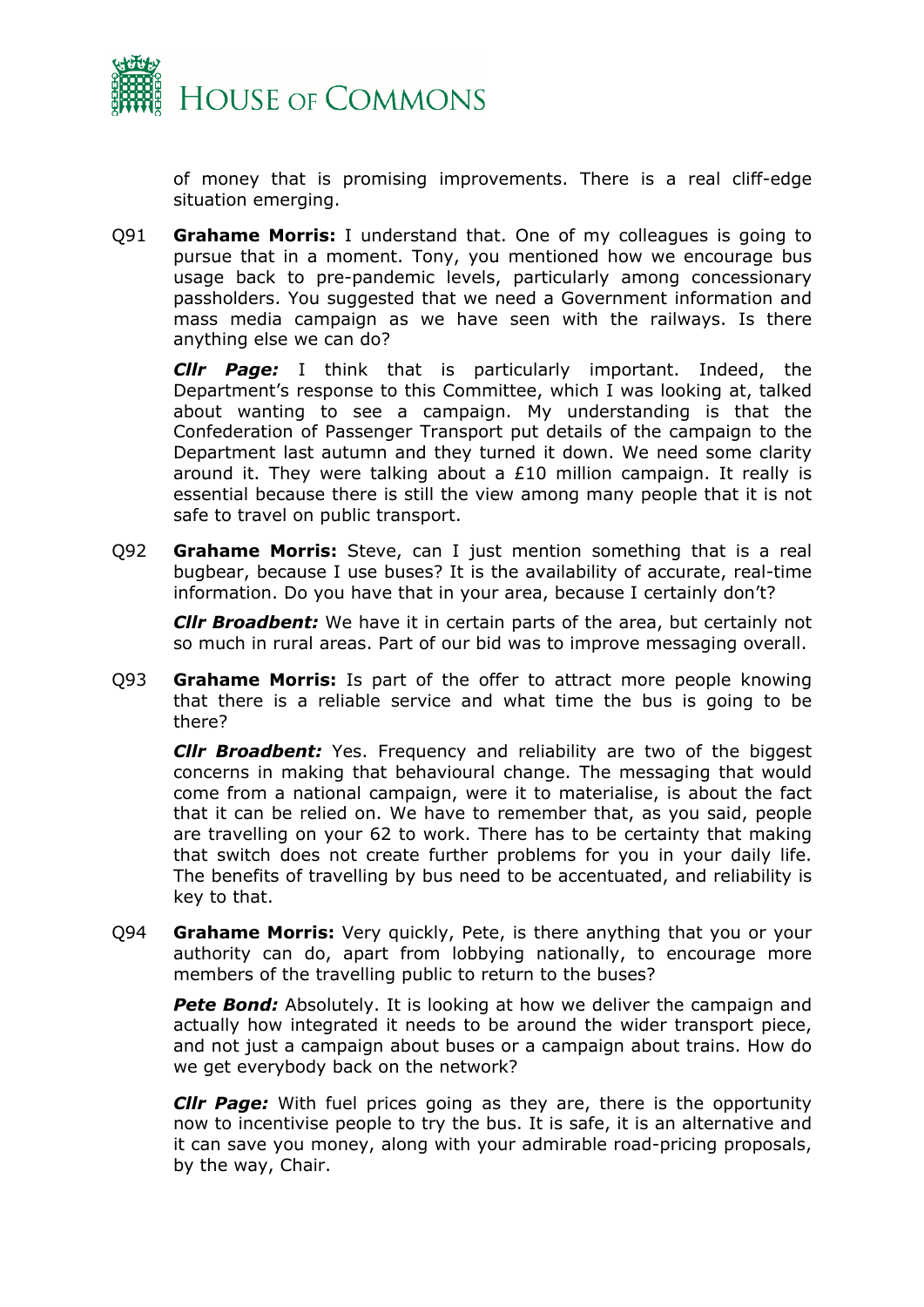of money that is promising improvements. There is a real cliff-edge situation emerging.

Q91 **Grahame Morris:** I understand that. One of my colleagues is going to pursue that in a moment. Tony, you mentioned how we encourage bus usage back to pre-pandemic levels, particularly among concessionary passholders. You suggested that we need a Government information and mass media campaign as we have seen with the railways. Is there anything else we can do?

***Cllr Page:*** I think that is particularly important. Indeed, the Department's response to this Committee, which I was looking at, talked about wanting to see a campaign. My understanding is that the Confederation of Passenger Transport put details of the campaign to the Department last autumn and they turned it down. We need some clarity around it. They were talking about a £10 million campaign. It really is essential because there is still the view among many people that it is not safe to travel on public transport.

Q92 **Grahame Morris:** Steve, can I just mention something that is a real bugbear, because I use buses? It is the availability of accurate, real-time information. Do you have that in your area, because I certainly don't?

***Cllr Broadbent:*** We have it in certain parts of the area, but certainly not so much in rural areas. Part of our bid was to improve messaging overall.

Q93 **Grahame Morris:** Is part of the offer to attract more people knowing that there is a reliable service and what time the bus is going to be there?

***Cllr Broadbent:*** Yes. Frequency and reliability are two of the biggest concerns in making that behavioural change. The messaging that would come from a national campaign, were it to materialise, is about the fact that it can be relied on. We have to remember that, as you said, people are travelling on your 62 to work. There has to be certainty that making that switch does not create further problems for you in your daily life. The benefits of travelling by bus need to be accentuated, and reliability is key to that.

Q94 **Grahame Morris:** Very quickly, Pete, is there anything that you or your authority can do, apart from lobbying nationally, to encourage more members of the travelling public to return to the buses?

***Pete Bond:*** Absolutely. It is looking at how we deliver the campaign and actually how integrated it needs to be around the wider transport piece, and not just a campaign about buses or a campaign about trains. How do we get everybody back on the network?

***Cllr Page:*** With fuel prices going as they are, there is the opportunity now to incentivise people to try the bus. It is safe, it is an alternative and it can save you money, along with your admirable road-pricing proposals, by the way, Chair.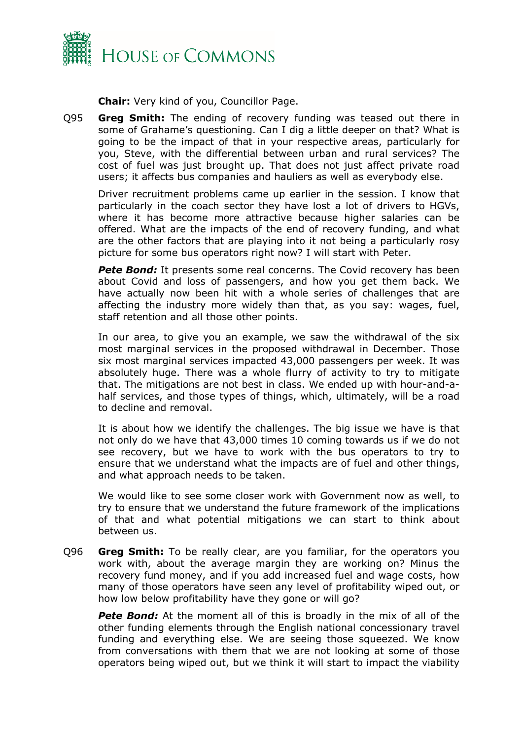**Chair:** Very kind of you, Councillor Page.

Q95 **Greg Smith:** The ending of recovery funding was teased out there in some of Grahame's questioning. Can I dig a little deeper on that? What is going to be the impact of that in your respective areas, particularly for you, Steve, with the differential between urban and rural services? The cost of fuel was just brought up. That does not just affect private road users; it affects bus companies and hauliers as well as everybody else.

Driver recruitment problems came up earlier in the session. I know that particularly in the coach sector they have lost a lot of drivers to HGVs, where it has become more attractive because higher salaries can be offered. What are the impacts of the end of recovery funding, and what are the other factors that are playing into it not being a particularly rosy picture for some bus operators right now? I will start with Peter.

***Pete Bond:*** It presents some real concerns. The Covid recovery has been about Covid and loss of passengers, and how you get them back. We have actually now been hit with a whole series of challenges that are affecting the industry more widely than that, as you say: wages, fuel, staff retention and all those other points.

In our area, to give you an example, we saw the withdrawal of the six most marginal services in the proposed withdrawal in December. Those six most marginal services impacted 43,000 passengers per week. It was absolutely huge. There was a whole flurry of activity to try to mitigate that. The mitigations are not best in class. We ended up with hour-and-a-half services, and those types of things, which, ultimately, will be a road to decline and removal.

It is about how we identify the challenges. The big issue we have is that not only do we have that 43,000 times 10 coming towards us if we do not see recovery, but we have to work with the bus operators to try to ensure that we understand what the impacts are of fuel and other things, and what approach needs to be taken.

We would like to see some closer work with Government now as well, to try to ensure that we understand the future framework of the implications of that and what potential mitigations we can start to think about between us.

Q96 **Greg Smith:** To be really clear, are you familiar, for the operators you work with, about the average margin they are working on? Minus the recovery fund money, and if you add increased fuel and wage costs, how many of those operators have seen any level of profitability wiped out, or how low below profitability have they gone or will go?

***Pete Bond:*** At the moment all of this is broadly in the mix of all of the other funding elements through the English national concessionary travel funding and everything else. We are seeing those squeezed. We know from conversations with them that we are not looking at some of those operators being wiped out, but we think it will start to impact the viability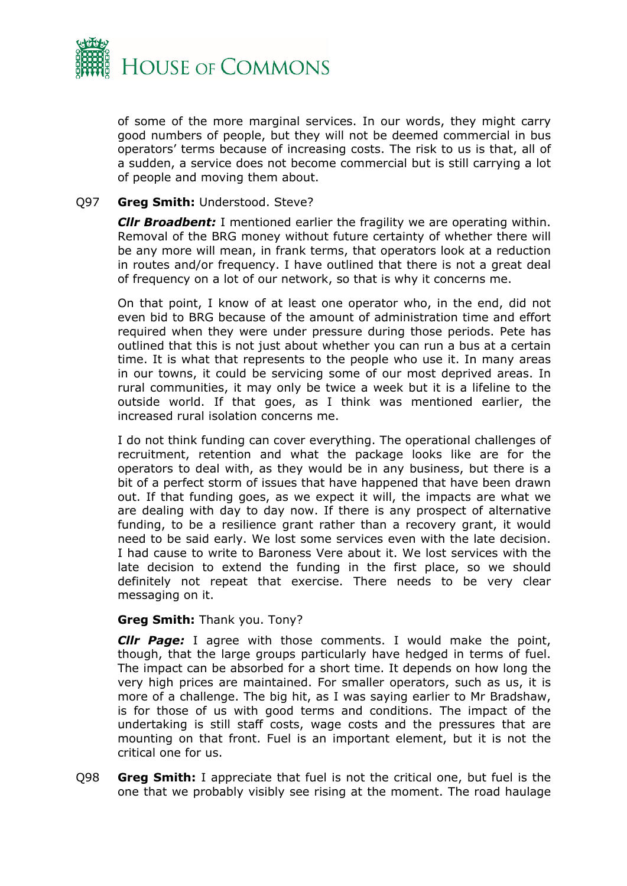of some of the more marginal services. In our words, they might carry good numbers of people, but they will not be deemed commercial in bus operators' terms because of increasing costs. The risk to us is that, all of a sudden, a service does not become commercial but is still carrying a lot of people and moving them about.

Q97 **Greg Smith:** Understood. Steve?

***Cllr Broadbent:*** I mentioned earlier the fragility we are operating within. Removal of the BRG money without future certainty of whether there will be any more will mean, in frank terms, that operators look at a reduction in routes and/or frequency. I have outlined that there is not a great deal of frequency on a lot of our network, so that is why it concerns me.

On that point, I know of at least one operator who, in the end, did not even bid to BRG because of the amount of administration time and effort required when they were under pressure during those periods. Pete has outlined that this is not just about whether you can run a bus at a certain time. It is what that represents to the people who use it. In many areas in our towns, it could be servicing some of our most deprived areas. In rural communities, it may only be twice a week but it is a lifeline to the outside world. If that goes, as I think was mentioned earlier, the increased rural isolation concerns me.

I do not think funding can cover everything. The operational challenges of recruitment, retention and what the package looks like are for the operators to deal with, as they would be in any business, but there is a bit of a perfect storm of issues that have happened that have been drawn out. If that funding goes, as we expect it will, the impacts are what we are dealing with day to day now. If there is any prospect of alternative funding, to be a resilience grant rather than a recovery grant, it would need to be said early. We lost some services even with the late decision. I had cause to write to Baroness Vere about it. We lost services with the late decision to extend the funding in the first place, so we should definitely not repeat that exercise. There needs to be very clear messaging on it.

**Greg Smith:** Thank you. Tony?

***Cllr Page:*** I agree with those comments. I would make the point, though, that the large groups particularly have hedged in terms of fuel. The impact can be absorbed for a short time. It depends on how long the very high prices are maintained. For smaller operators, such as us, it is more of a challenge. The big hit, as I was saying earlier to Mr Bradshaw, is for those of us with good terms and conditions. The impact of the undertaking is still staff costs, wage costs and the pressures that are mounting on that front. Fuel is an important element, but it is not the critical one for us.

Q98 **Greg Smith:** I appreciate that fuel is not the critical one, but fuel is the one that we probably visibly see rising at the moment. The road haulage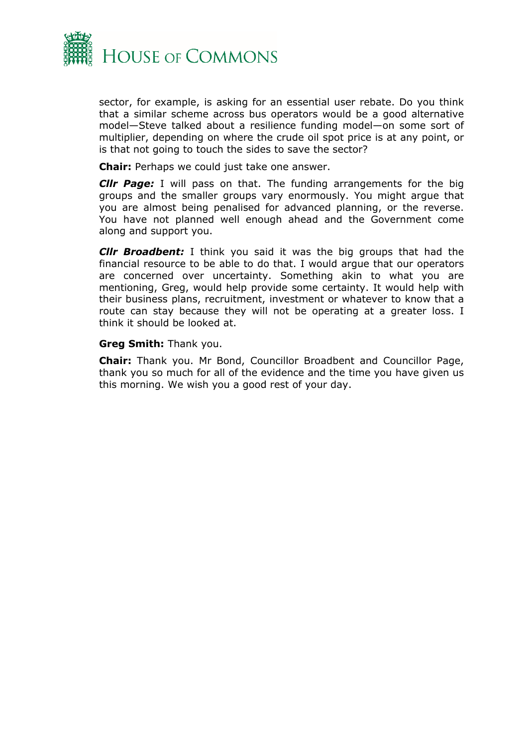sector, for example, is asking for an essential user rebate. Do you think that a similar scheme across bus operators would be a good alternative model—Steve talked about a resilience funding model—on some sort of multiplier, depending on where the crude oil spot price is at any point, or is that not going to touch the sides to save the sector?

**Chair:** Perhaps we could just take one answer.

***Cllr Page:*** I will pass on that. The funding arrangements for the big groups and the smaller groups vary enormously. You might argue that you are almost being penalised for advanced planning, or the reverse. You have not planned well enough ahead and the Government come along and support you.

***Cllr Broadbent:*** I think you said it was the big groups that had the financial resource to be able to do that. I would argue that our operators are concerned over uncertainty. Something akin to what you are mentioning, Greg, would help provide some certainty. It would help with their business plans, recruitment, investment or whatever to know that a route can stay because they will not be operating at a greater loss. I think it should be looked at.

**Greg Smith:** Thank you.

**Chair:** Thank you. Mr Bond, Councillor Broadbent and Councillor Page, thank you so much for all of the evidence and the time you have given us this morning. We wish you a good rest of your day.